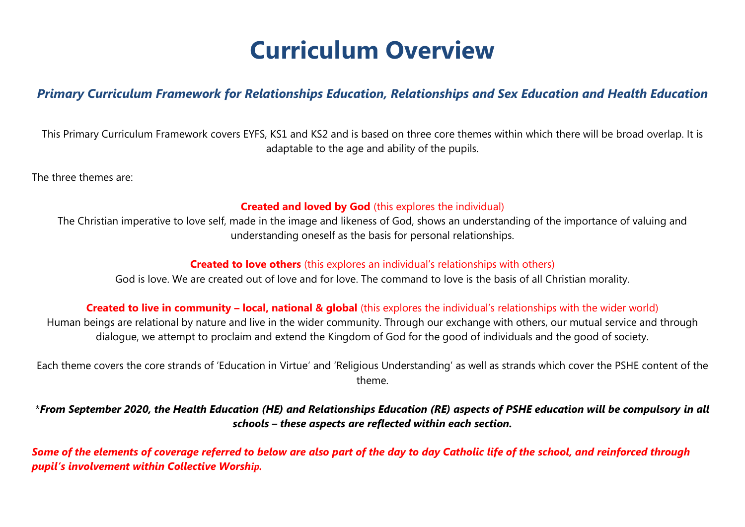# Curriculum Overview

## *Primary Curriculum Framework for Relationships Education, Relationships and Sex Education and Health Education*

This Primary Curriculum Framework covers EYFS, KS1 and KS2 and is based on three core themes within which there will be broad overlap. It is adaptable to the age and ability of the pupils.

The three themes are:

**Created and loved by God** (this explores the individual)
The Christian imperative to love self, made in the image and likeness of God, shows an understanding of the importance of valuing and understanding oneself as the basis for personal relationships.

**Created to love others** (this explores an individual's relationships with others)
God is love. We are created out of love and for love. The command to love is the basis of all Christian morality.

**Created to live in community – local, national & global** (this explores the individual's relationships with the wider world)
Human beings are relational by nature and live in the wider community. Through our exchange with others, our mutual service and through dialogue, we attempt to proclaim and extend the Kingdom of God for the good of individuals and the good of society.

Each theme covers the core strands of 'Education in Virtue' and 'Religious Understanding' as well as strands which cover the PSHE content of the theme.

\****From September 2020, the Health Education (HE) and Relationships Education (RE) aspects of PSHE education will be compulsory in all schools – these aspects are reflected within each section.***

***Some of the elements of coverage referred to below are also part of the day to day Catholic life of the school, and reinforced through pupil's involvement within Collective Worship.***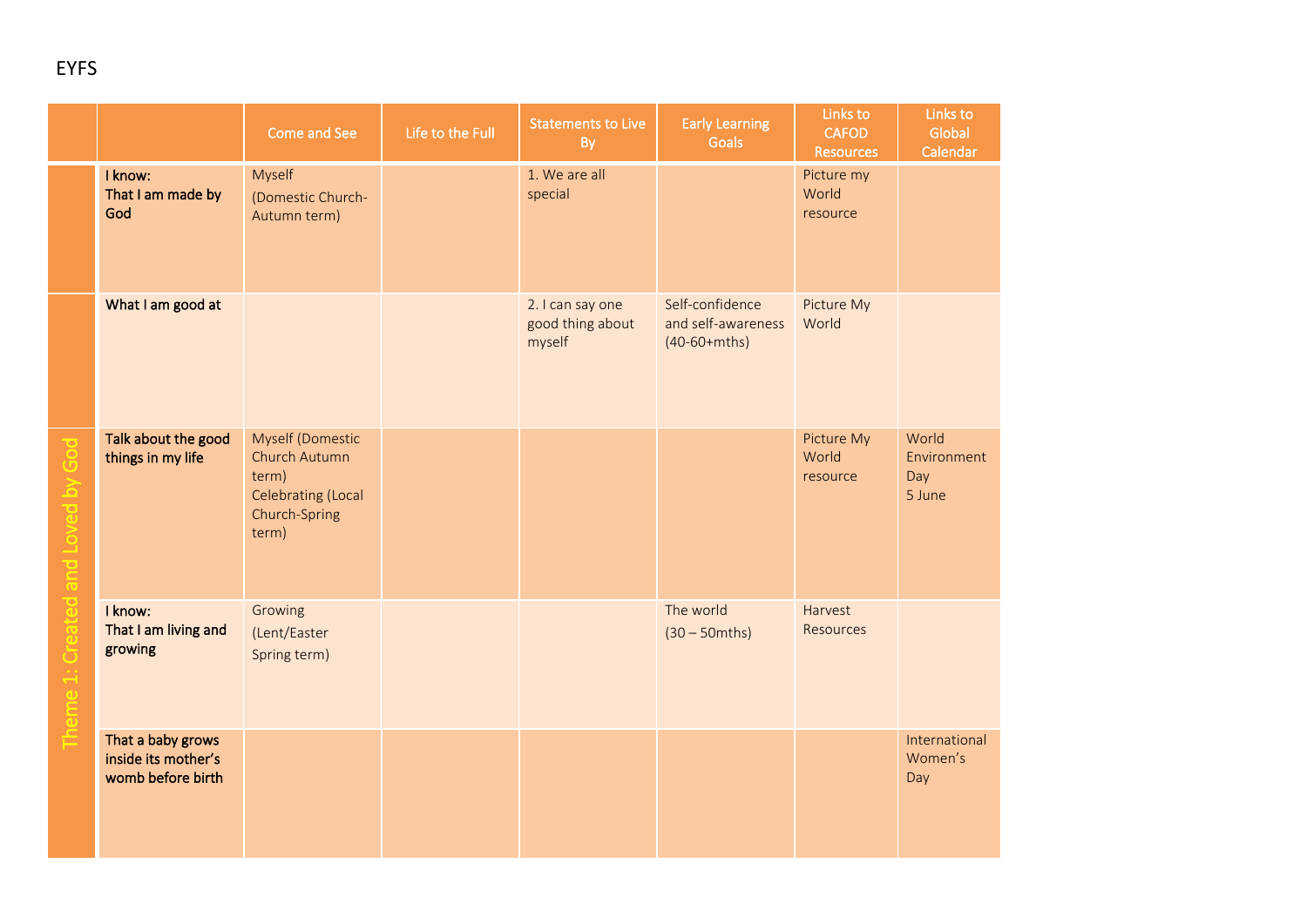EYFS

| | | Come and See | Life to the Full | Statements to Live By | Early Learning Goals | Links to CAFOD Resources | Links to Global Calendar |
|---|---|---|---|---|---|---|---|
| Theme 1: Created and Loved by God | **I know:** **That I am made by God** | Myself (Domestic Church-Autumn term) | | 1. We are all special | | Picture my World resource | |
| | **What I am good at** | | | 2. I can say one good thing about myself | Self-confidence and self-awareness (40-60+mths) | Picture My World | |
| | **Talk about the good things in my life** | Myself (Domestic Church Autumn term) Celebrating (Local Church-Spring term) | | | | Picture My World resource | World Environment Day 5 June |
| | **I know:** **That I am living and growing** | Growing (Lent/Easter Spring term) | | | The world (30 – 50mths) | Harvest Resources | |
| | **That a baby grows inside its mother's womb before birth** | | | | | | International Women's Day |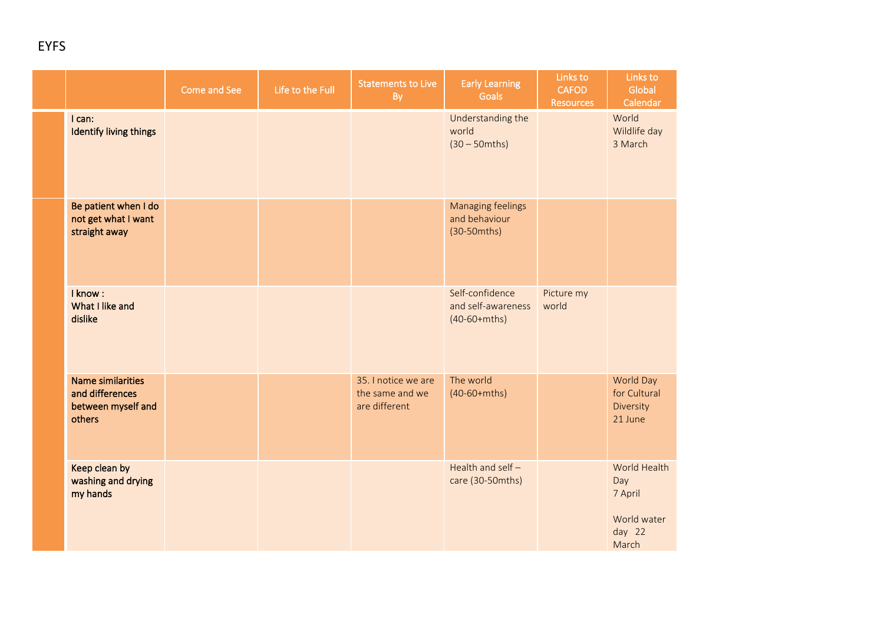EYFS

| | | Come and See | Life to the Full | Statements to Live By | Early Learning Goals | Links to CAFOD Resources | Links to Global Calendar |
|---|---|---|---|---|---|---|---|
| | **I can: Identify living things** | | | | Understanding the world (30 – 50mths) | | World Wildlife day 3 March |
| | **Be patient when I do not get what I want straight away** | | | | Managing feelings and behaviour (30-50mths) | | |
| | **I know : What I like and dislike** | | | | Self-confidence and self-awareness (40-60+mths) | Picture my world | |
| | **Name similarities and differences between myself and others** | | | 35. I notice we are the same and we are different | The world (40-60+mths) | | World Day for Cultural Diversity 21 June |
| | **Keep clean by washing and drying my hands** | | | | Health and self – care (30-50mths) | | World Health Day 7 April<br><br>World water day 22 March |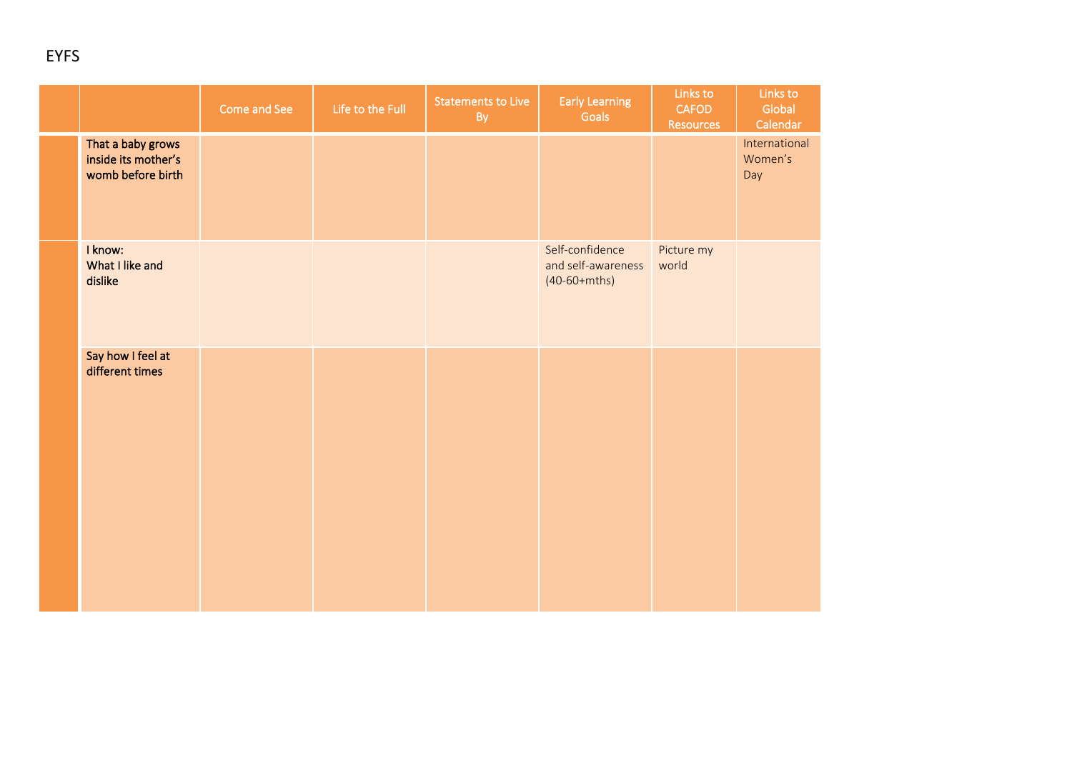EYFS

| | | Come and See | Life to the Full | Statements to Live By | Early Learning Goals | Links to CAFOD Resources | Links to Global Calendar |
|---|---|---|---|---|---|---|---|
| | That a baby grows inside its mother's womb before birth | | | | | | International Women's Day |
| | I know: What I like and dislike | | | | Self-confidence and self-awareness (40-60+mths) | Picture my world | |
| | Say how I feel at different times | | | | | | |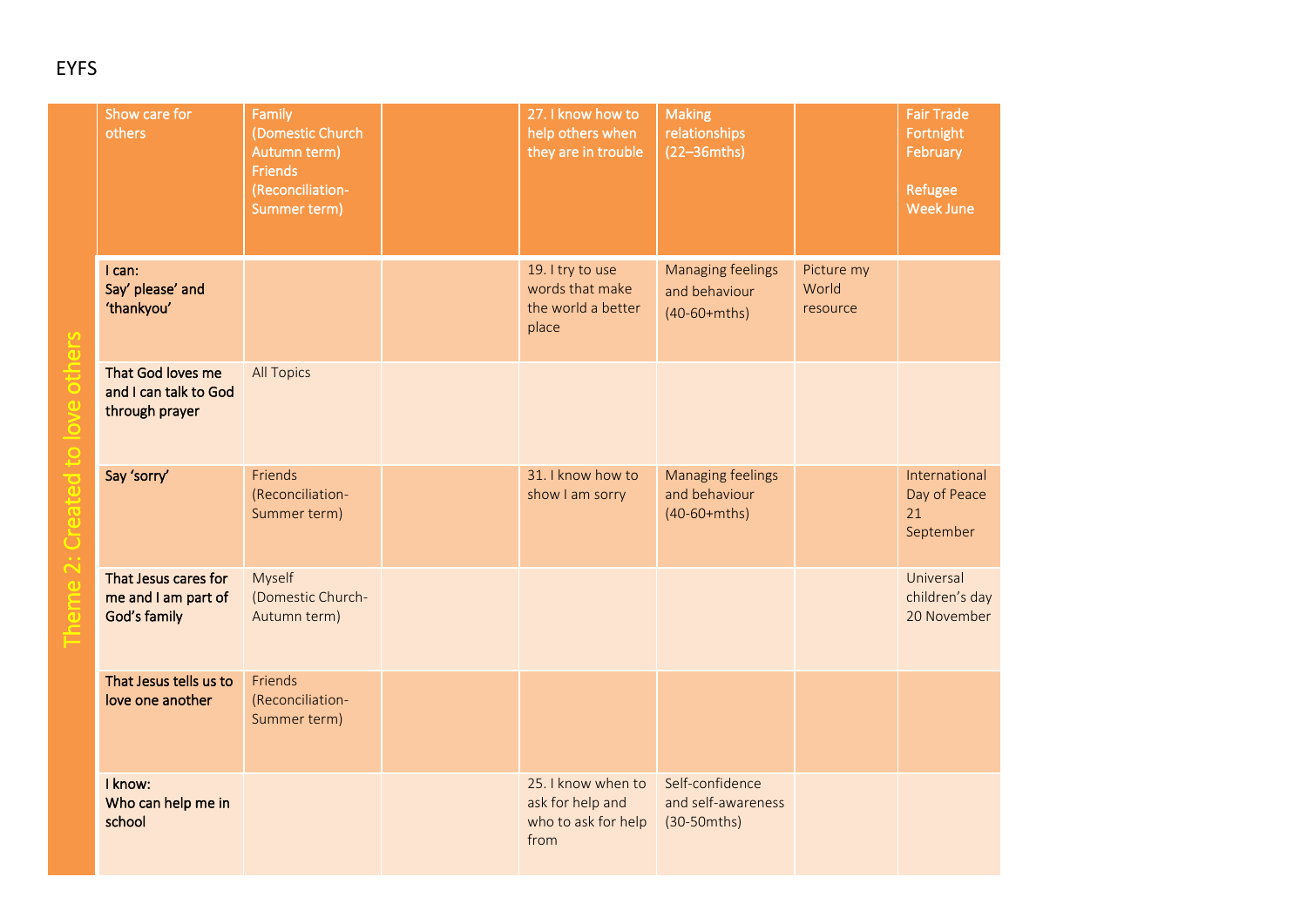EYFS

| Theme 2: Created to love others | Show care for others | Family (Domestic Church Autumn term) Friends (Reconciliation-Summer term) | | 27. I know how to help others when they are in trouble | Making relationships (22–36mths) | | Fair Trade Fortnight February<br><br>Refugee Week June |
|---|---|---|---|---|---|---|---|
| | **I can: Say' please' and 'thankyou'** | | | 19. I try to use words that make the world a better place | Managing feelings and behaviour (40-60+mths) | Picture my World resource | |
| | **That God loves me and I can talk to God through prayer** | All Topics | | | | | |
| | **Say 'sorry'** | Friends (Reconciliation-Summer term) | | 31. I know how to show I am sorry | Managing feelings and behaviour (40-60+mths) | | International Day of Peace 21 September |
| | **That Jesus cares for me and I am part of God's family** | Myself (Domestic Church-Autumn term) | | | | | Universal children's day 20 November |
| | **That Jesus tells us to love one another** | Friends (Reconciliation-Summer term) | | | | | |
| | **I know: Who can help me in school** | | | 25. I know when to ask for help and who to ask for help from | Self-confidence and self-awareness (30-50mths) | | |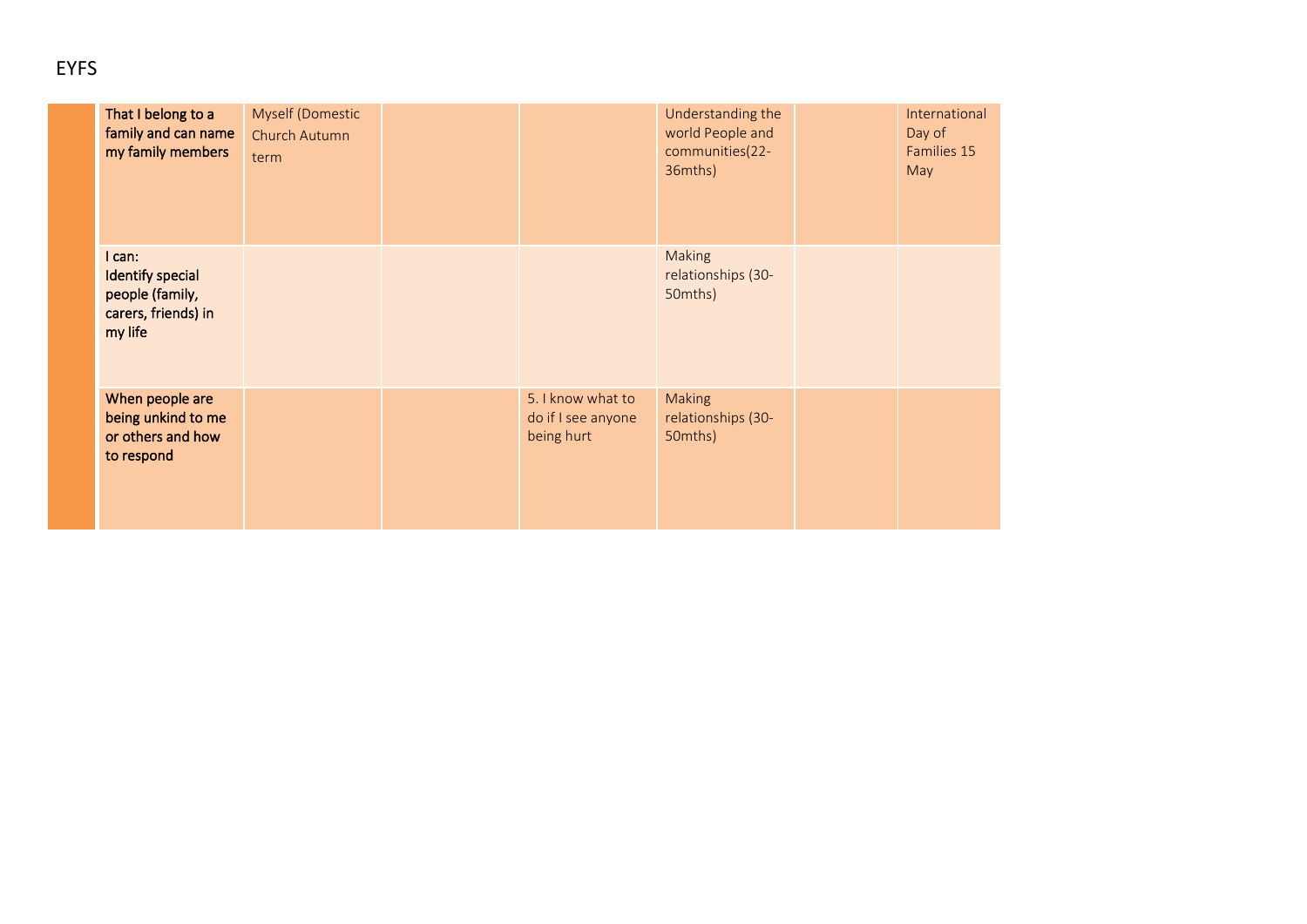EYFS

| | | | | | | | |
|---|---|---|---|---|---|---|---|
| | That I belong to a family and can name my family members | Myself (Domestic Church Autumn term | | | Understanding the world People and communities(22-36mths) | | International Day of Families 15 May |
| | I can: Identify special people (family, carers, friends) in my life | | | | Making relationships (30-50mths) | | |
| | When people are being unkind to me or others and how to respond | | | 5. I know what to do if I see anyone being hurt | Making relationships (30-50mths) | | |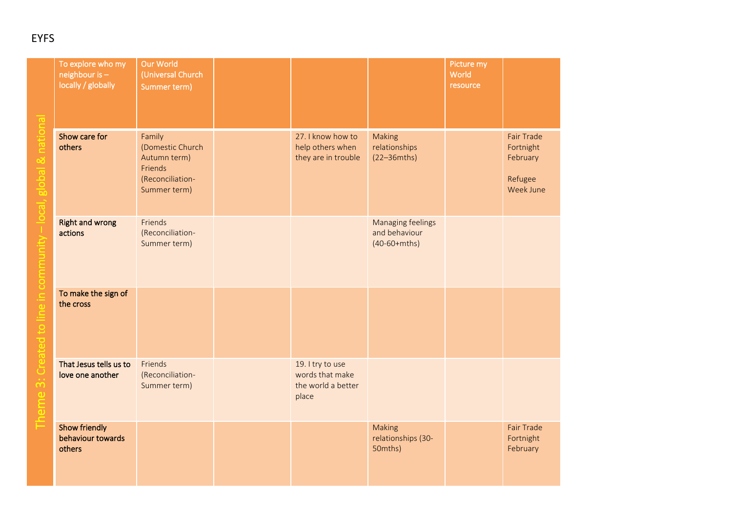# EYFS

| Theme 3: Created to line in community – local, global & national | | | | | | | |
|---|---|---|---|---|---|---|---|
| | To explore who my neighbour is – locally / globally | Our World (Universal Church Summer term) | | | | Picture my World resource | |
| | Show care for others | Family (Domestic Church Autumn term) Friends (Reconciliation- Summer term) | | 27. I know how to help others when they are in trouble | Making relationships (22–36mths) | | Fair Trade Fortnight February<br><br>Refugee Week June |
| | Right and wrong actions | Friends (Reconciliation- Summer term) | | | Managing feelings and behaviour (40-60+mths) | | |
| | To make the sign of the cross | | | | | | |
| | That Jesus tells us to love one another | Friends (Reconciliation- Summer term) | | 19. I try to use words that make the world a better place | | | |
| | Show friendly behaviour towards others | | | | Making relationships (30-50mths) | | Fair Trade Fortnight February |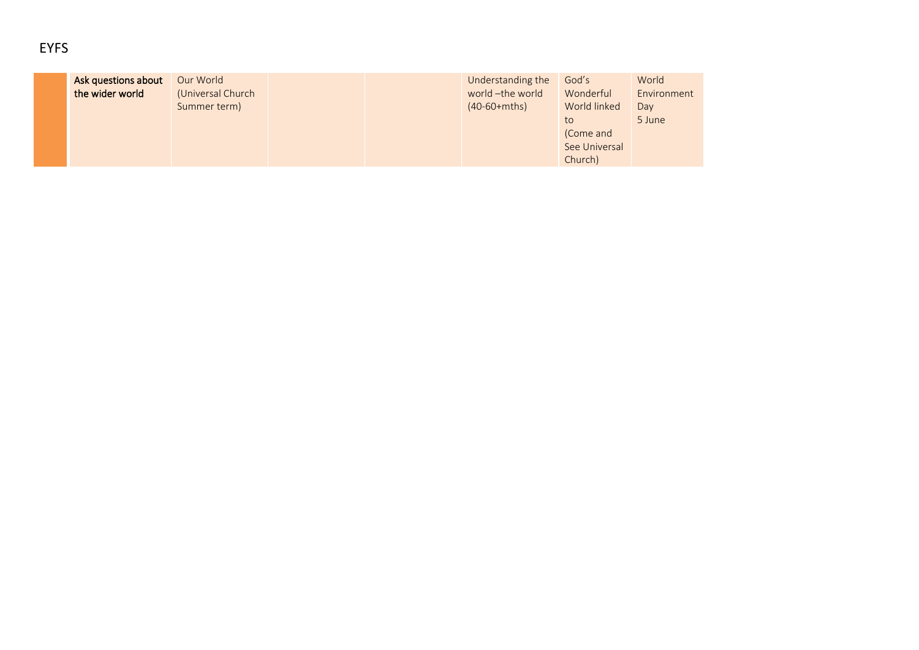EYFS

| | | | | | | | |
|---|---|---|---|---|---|---|---|
| | **Ask questions about the wider world** | Our World (Universal Church Summer term) | | | Understanding the world –the world (40-60+mths) | God's Wonderful World linked to (Come and See Universal Church) | World Environment Day 5 June |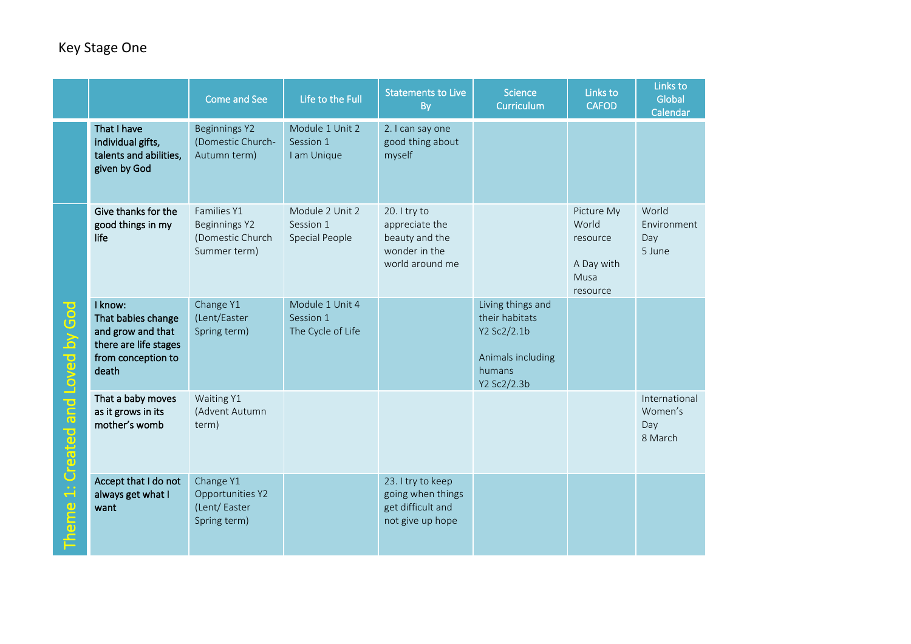Key Stage One

| | | Come and See | Life to the Full | Statements to Live By | Science Curriculum | Links to CAFOD | Links to Global Calendar |
|---|---|---|---|---|---|---|---|
| Theme 1: Created and Loved by God | That I have individual gifts, talents and abilities, given by God | Beginnings Y2 (Domestic Church- Autumn term) | Module 1 Unit 2 Session 1 I am Unique | 2. I can say one good thing about myself | | | |
| | Give thanks for the good things in my life | Families Y1 Beginnings Y2 (Domestic Church Summer term) | Module 2 Unit 2 Session 1 Special People | 20. I try to appreciate the beauty and the wonder in the world around me | | Picture My World resource<br><br>A Day with Musa resource | World Environment Day 5 June |
| | I know: That babies change and grow and that there are life stages from conception to death | Change Y1 (Lent/Easter Spring term) | Module 1 Unit 4 Session 1 The Cycle of Life | | Living things and their habitats Y2 Sc2/2.1b<br><br>Animals including humans Y2 Sc2/2.3b | | |
| | That a baby moves as it grows in its mother's womb | Waiting Y1 (Advent Autumn term) | | | | | International Women's Day 8 March |
| | Accept that I do not always get what I want | Change Y1 Opportunities Y2 (Lent/ Easter Spring term) | | 23. I try to keep going when things get difficult and not give up hope | | | |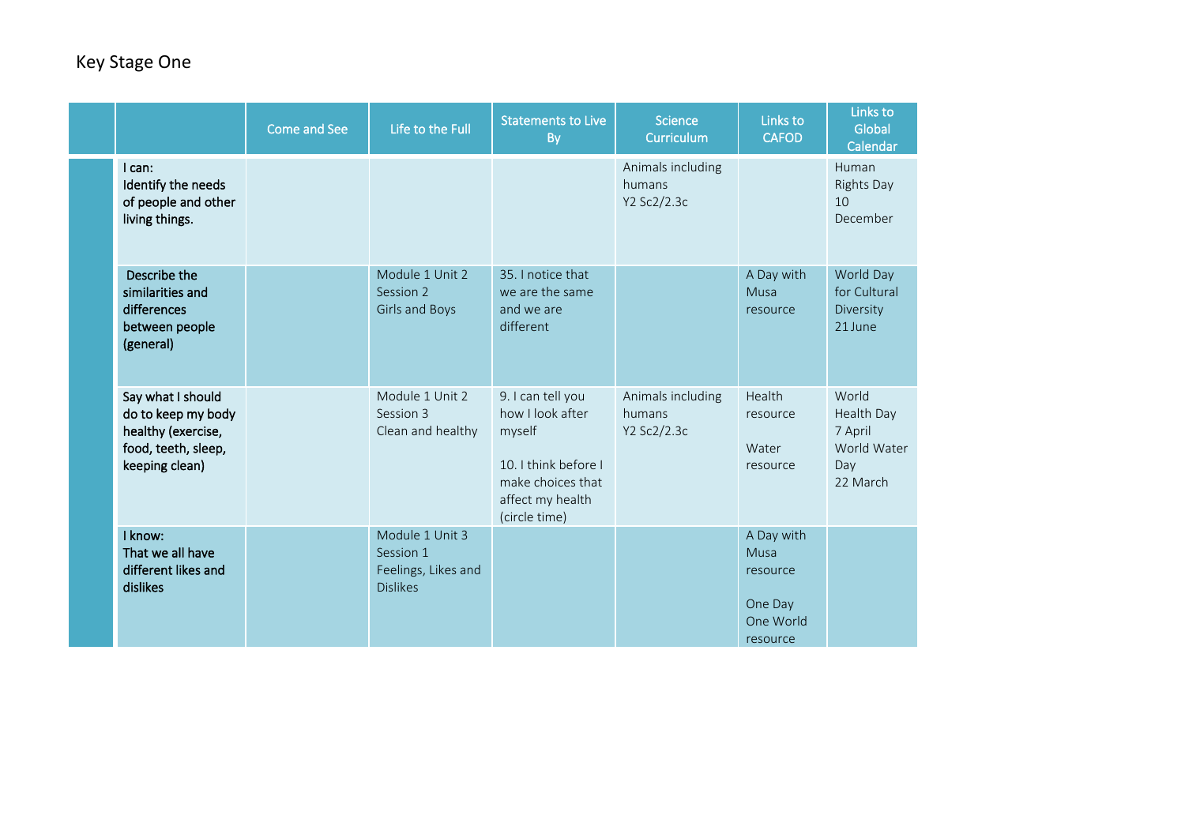# Key Stage One

| | | Come and See | Life to the Full | Statements to Live By | Science Curriculum | Links to CAFOD | Links to Global Calendar |
|---|---|---|---|---|---|---|---|
| | I can:<br>Identify the needs of people and other living things. | | | | Animals including humans<br>Y2 Sc2/2.3c | | Human Rights Day<br>10 December |
| | Describe the similarities and differences between people (general) | | Module 1 Unit 2<br>Session 2<br>Girls and Boys | 35. I notice that we are the same and we are different | | A Day with Musa resource | World Day for Cultural Diversity<br>21 June |
| | Say what I should do to keep my body healthy (exercise, food, teeth, sleep, keeping clean) | | Module 1 Unit 2<br>Session 3<br>Clean and healthy | 9. I can tell you how I look after myself<br><br>10. I think before I make choices that affect my health (circle time) | Animals including humans<br>Y2 Sc2/2.3c | Health resource<br><br>Water resource | World Health Day<br>7 April<br>World Water Day<br>22 March |
| | I know:<br>That we all have different likes and dislikes | | Module 1 Unit 3<br>Session 1<br>Feelings, Likes and Dislikes | | | A Day with Musa resource<br><br>One Day One World resource | |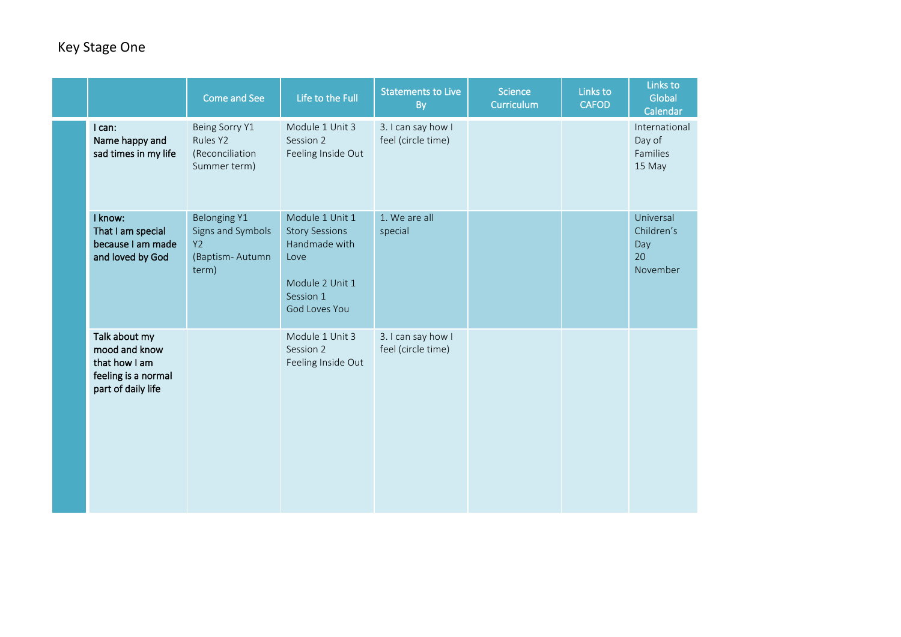Key Stage One

| | | Come and See | Life to the Full | Statements to Live By | Science Curriculum | Links to CAFOD | Links to Global Calendar |
|---|---|---|---|---|---|---|---|
| | I can:<br>Name happy and sad times in my life | Being Sorry Y1<br>Rules Y2<br>(Reconciliation Summer term) | Module 1 Unit 3 Session 2<br>Feeling Inside Out | 3. I can say how I feel (circle time) | | | International Day of Families<br>15 May |
| | I know:<br>That I am special because I am made and loved by God | Belonging Y1<br>Signs and Symbols Y2<br>(Baptism- Autumn term) | Module 1 Unit 1<br>Story Sessions<br>Handmade with Love<br><br>Module 2 Unit 1 Session 1<br>God Loves You | 1. We are all special | | | Universal Children's Day<br>20 November |
| | Talk about my mood and know that how I am feeling is a normal part of daily life | | Module 1 Unit 3 Session 2<br>Feeling Inside Out | 3. I can say how I feel (circle time) | | | |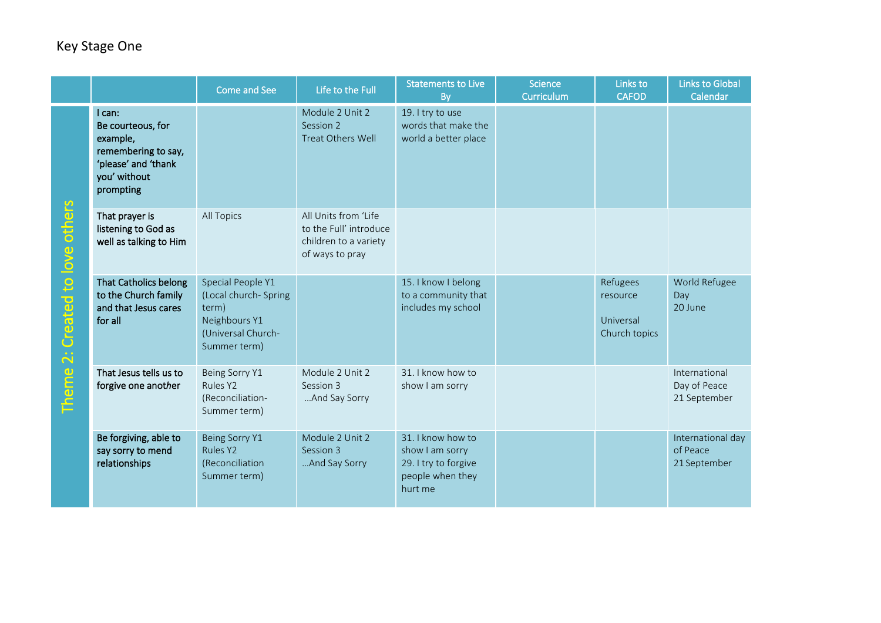Key Stage One

| | | Come and See | Life to the Full | Statements to Live By | Science Curriculum | Links to CAFOD | Links to Global Calendar |
|---|---|---|---|---|---|---|---|
| Theme 2: Created to love others | I can: Be courteous, for example, remembering to say, 'please' and 'thank you' without prompting | | Module 2 Unit 2 Session 2 Treat Others Well | 19. I try to use words that make the world a better place | | | |
| | That prayer is listening to God as well as talking to Him | All Topics | All Units from 'Life to the Full' introduce children to a variety of ways to pray | | | | |
| | That Catholics belong to the Church family and that Jesus cares for all | Special People Y1 (Local church- Spring term) Neighbours Y1 (Universal Church- Summer term) | | 15. I know I belong to a community that includes my school | | Refugees resource<br><br>Universal Church topics | World Refugee Day 20 June |
| | That Jesus tells us to forgive one another | Being Sorry Y1 Rules Y2 (Reconciliation- Summer term) | Module 2 Unit 2 Session 3 …And Say Sorry | 31. I know how to show I am sorry | | | International Day of Peace 21 September |
| | Be forgiving, able to say sorry to mend relationships | Being Sorry Y1 Rules Y2 (Reconciliation Summer term) | Module 2 Unit 2 Session 3 …And Say Sorry | 31. I know how to show I am sorry<br>29. I try to forgive people when they hurt me | | | International day of Peace 21 September |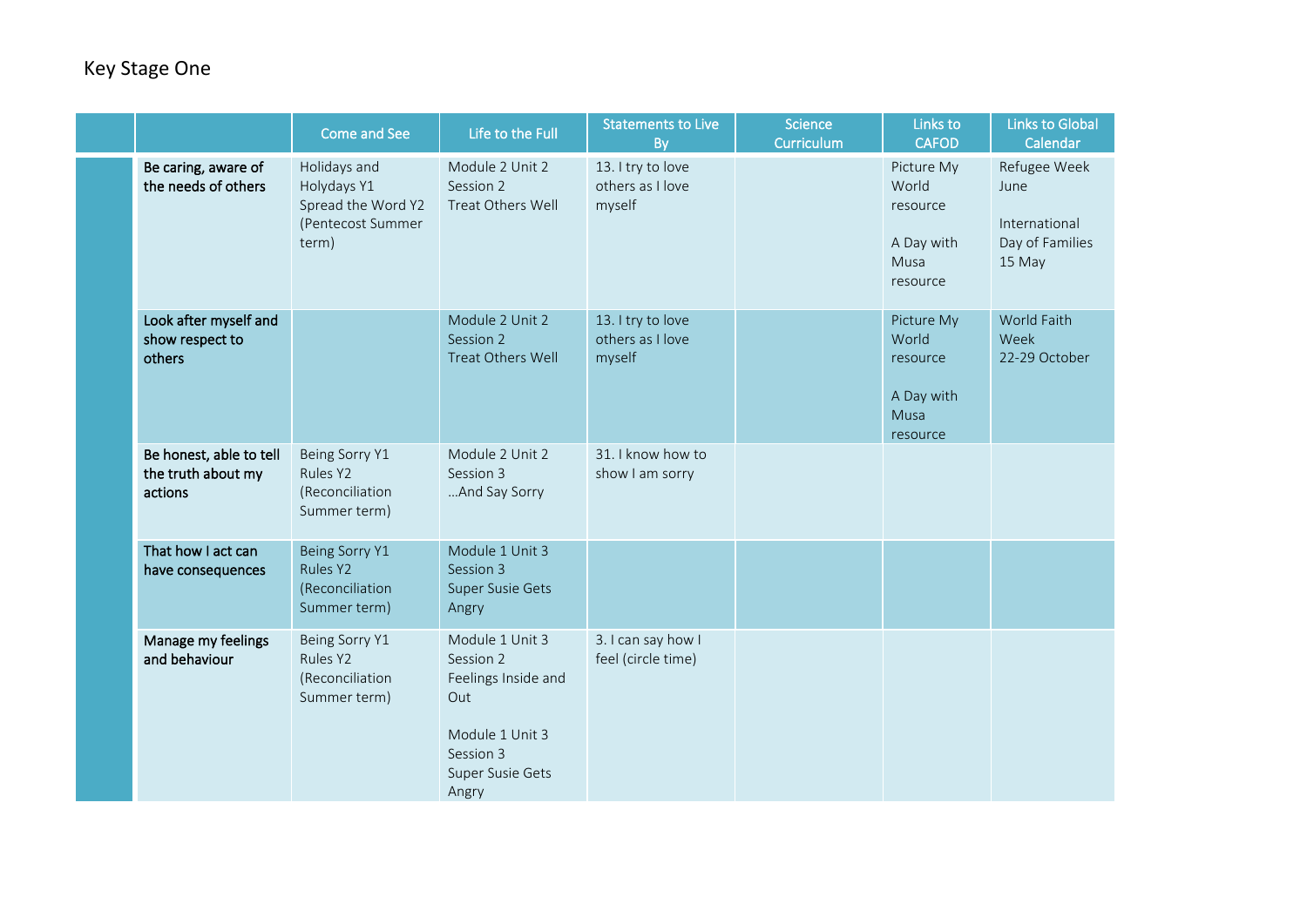Key Stage One

| | | Come and See | Life to the Full | Statements to Live By | Science Curriculum | Links to CAFOD | Links to Global Calendar |
|---|---|---|---|---|---|---|---|
| | Be caring, aware of the needs of others | Holidays and Holydays Y1<br>Spread the Word Y2<br>(Pentecost Summer term) | Module 2 Unit 2<br>Session 2<br>Treat Others Well | 13. I try to love others as I love myself | | Picture My World resource<br><br>A Day with Musa resource | Refugee Week June<br><br>International Day of Families 15 May |
| | Look after myself and show respect to others | | Module 2 Unit 2<br>Session 2<br>Treat Others Well | 13. I try to love others as I love myself | | Picture My World resource<br><br>A Day with Musa resource | World Faith Week<br>22-29 October |
| | Be honest, able to tell the truth about my actions | Being Sorry Y1<br>Rules Y2<br>(Reconciliation Summer term) | Module 2 Unit 2<br>Session 3<br>…And Say Sorry | 31. I know how to show I am sorry | | | |
| | That how I act can have consequences | Being Sorry Y1<br>Rules Y2<br>(Reconciliation Summer term) | Module 1 Unit 3<br>Session 3<br>Super Susie Gets Angry | | | | |
| | Manage my feelings and behaviour | Being Sorry Y1<br>Rules Y2<br>(Reconciliation Summer term) | Module 1 Unit 3<br>Session 2<br>Feelings Inside and Out<br><br>Module 1 Unit 3<br>Session 3<br>Super Susie Gets Angry | 3. I can say how I feel (circle time) | | | |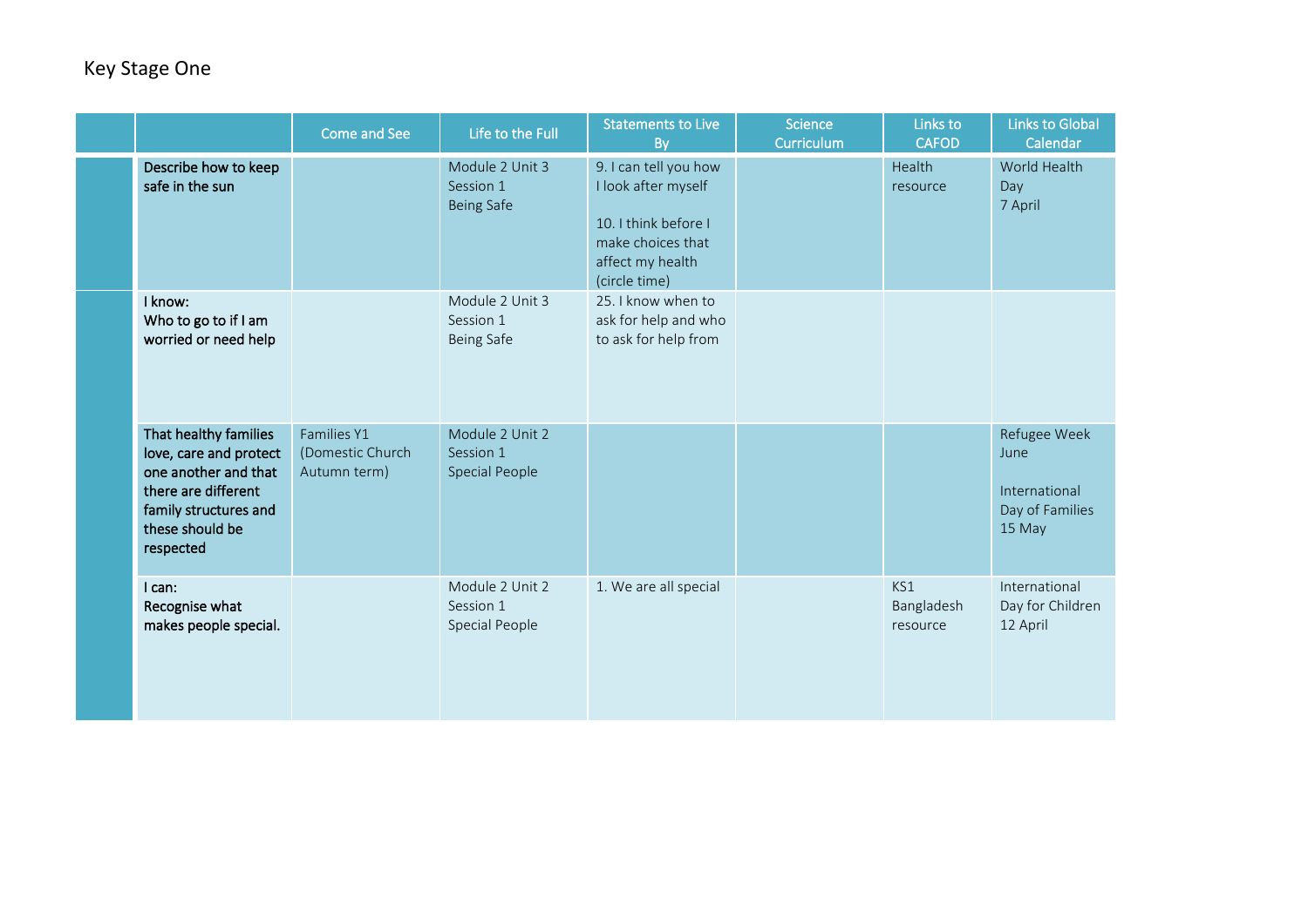Key Stage One

| | | Come and See | Life to the Full | Statements to Live By | Science Curriculum | Links to CAFOD | Links to Global Calendar |
|---|---|---|---|---|---|---|---|
| | Describe how to keep safe in the sun | | Module 2 Unit 3 Session 1 Being Safe | 9. I can tell you how I look after myself<br><br>10. I think before I make choices that affect my health (circle time) | | Health resource | World Health Day 7 April |
| | I know:<br>Who to go to if I am worried or need help | | Module 2 Unit 3 Session 1 Being Safe | 25. I know when to ask for help and who to ask for help from | | | |
| | That healthy families love, care and protect one another and that there are different family structures and these should be respected | Families Y1 (Domestic Church Autumn term) | Module 2 Unit 2 Session 1 Special People | | | | Refugee Week June<br><br>International Day of Families 15 May |
| | I can:<br>Recognise what makes people special. | | Module 2 Unit 2 Session 1 Special People | 1. We are all special | | KS1 Bangladesh resource | International Day for Children 12 April |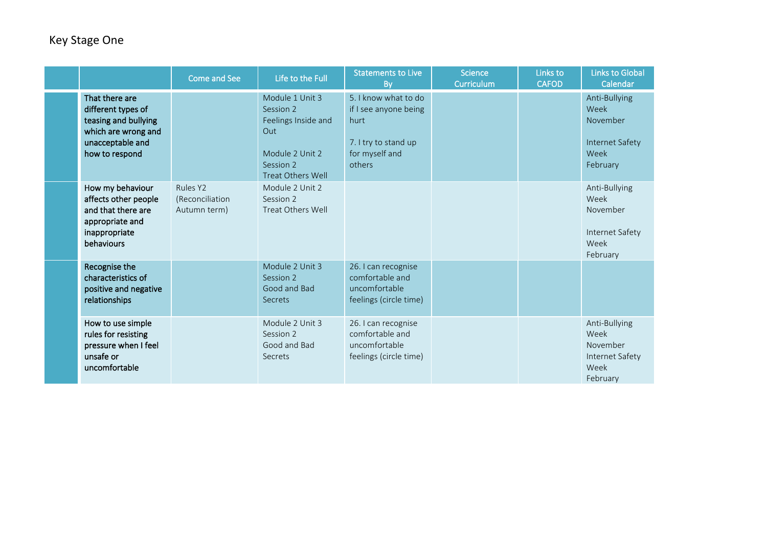Key Stage One

| | | Come and See | Life to the Full | Statements to Live By | Science Curriculum | Links to CAFOD | Links to Global Calendar |
|---|---|---|---|---|---|---|---|
| | **That there are different types of teasing and bullying which are wrong and unacceptable and how to respond** | | Module 1 Unit 3 Session 2 Feelings Inside and Out<br><br>Module 2 Unit 2 Session 2 Treat Others Well | 5. I know what to do if I see anyone being hurt<br><br>7. I try to stand up for myself and others | | | Anti-Bullying Week November<br><br>Internet Safety Week February |
| | **How my behaviour affects other people and that there are appropriate and inappropriate behaviours** | Rules Y2 (Reconciliation Autumn term) | Module 2 Unit 2 Session 2 Treat Others Well | | | | Anti-Bullying Week November<br><br>Internet Safety Week February |
| | **Recognise the characteristics of positive and negative relationships** | | Module 2 Unit 3 Session 2 Good and Bad Secrets | 26. I can recognise comfortable and uncomfortable feelings (circle time) | | | |
| | **How to use simple rules for resisting pressure when I feel unsafe or uncomfortable** | | Module 2 Unit 3 Session 2 Good and Bad Secrets | 26. I can recognise comfortable and uncomfortable feelings (circle time) | | | Anti-Bullying Week November<br>Internet Safety Week February |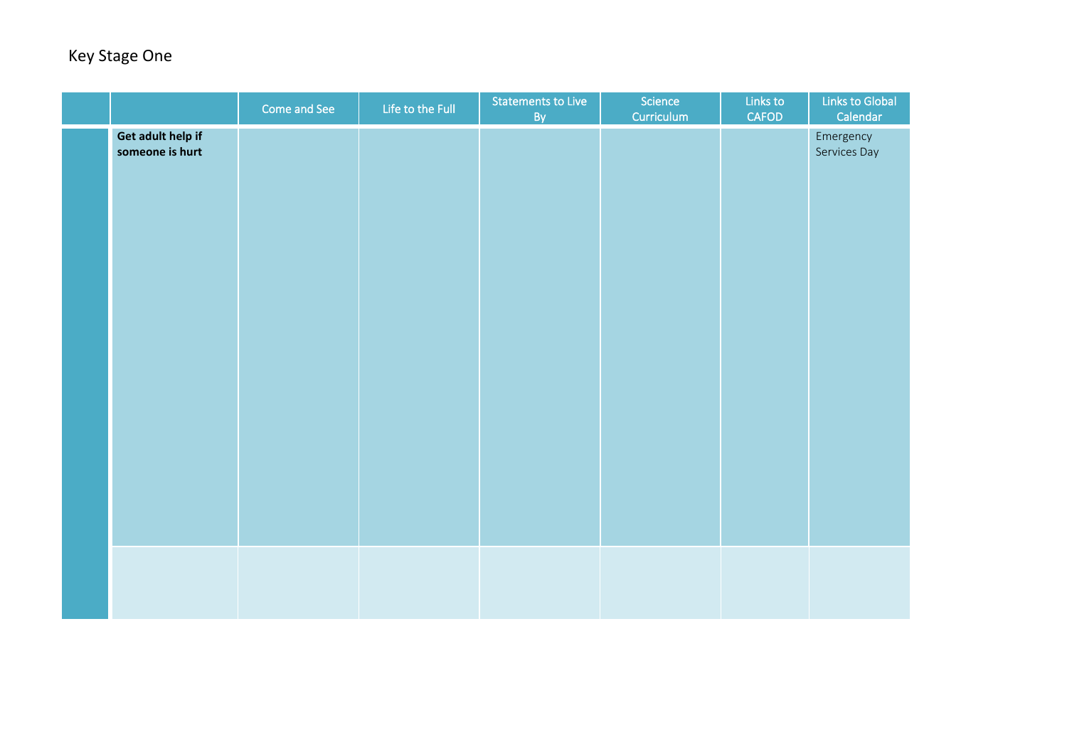Key Stage One

| | | Come and See | Life to the Full | Statements to Live By | Science Curriculum | Links to CAFOD | Links to Global Calendar |
|---|---|---|---|---|---|---|---|
| | **Get adult help if someone is hurt** | | | | | | Emergency Services Day |
| | | | | | | | |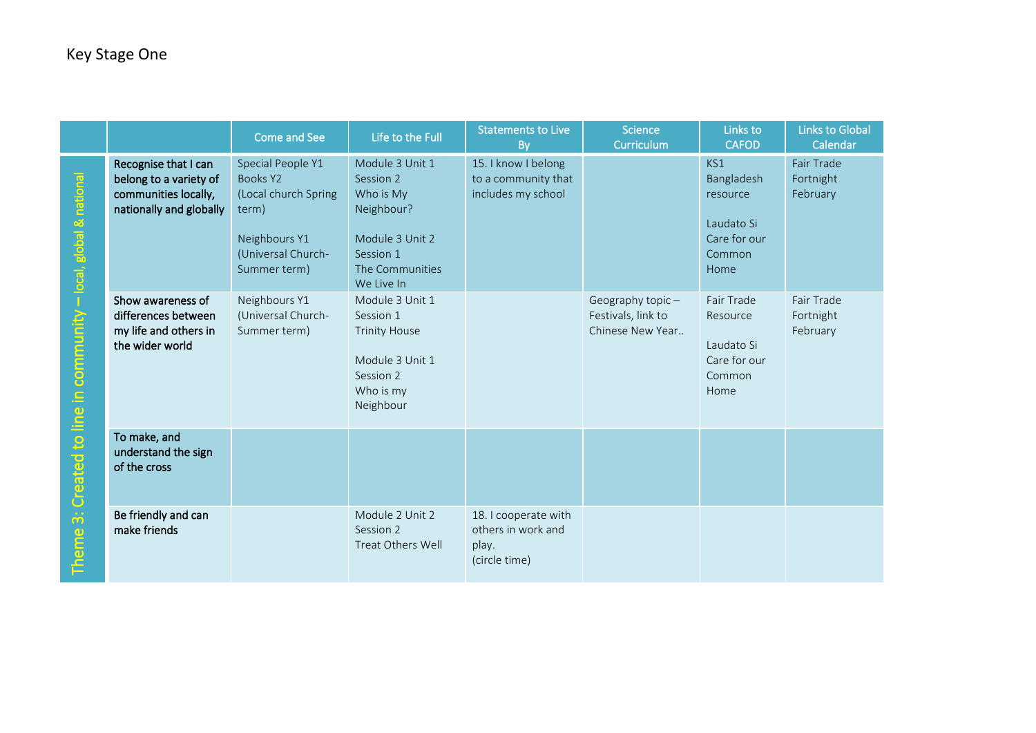Key Stage One

| | | Come and See | Life to the Full | Statements to Live By | Science Curriculum | Links to CAFOD | Links to Global Calendar |
|---|---|---|---|---|---|---|---|
| Theme 3: Created to line in community – local, global & national | **Recognise that I can belong to a variety of communities locally, nationally and globally** | Special People Y1<br>Books Y2<br>(Local church Spring term)<br><br>Neighbours Y1<br>(Universal Church- Summer term) | Module 3 Unit 1<br>Session 2<br>Who is My Neighbour?<br><br>Module 3 Unit 2<br>Session 1<br>The Communities We Live In | 15. I know I belong to a community that includes my school | | KS1 Bangladesh resource<br><br>Laudato Si Care for our Common Home | Fair Trade Fortnight February |
| | **Show awareness of differences between my life and others in the wider world** | Neighbours Y1<br>(Universal Church- Summer term) | Module 3 Unit 1<br>Session 1<br>Trinity House<br><br>Module 3 Unit 1<br>Session 2<br>Who is my Neighbour | | Geography topic – Festivals, link to Chinese New Year.. | Fair Trade Resource<br><br>Laudato Si Care for our Common Home | Fair Trade Fortnight February |
| | **To make, and understand the sign of the cross** | | | | | | |
| | **Be friendly and can make friends** | | Module 2 Unit 2<br>Session 2<br>Treat Others Well | 18. I cooperate with others in work and play.<br>(circle time) | | | |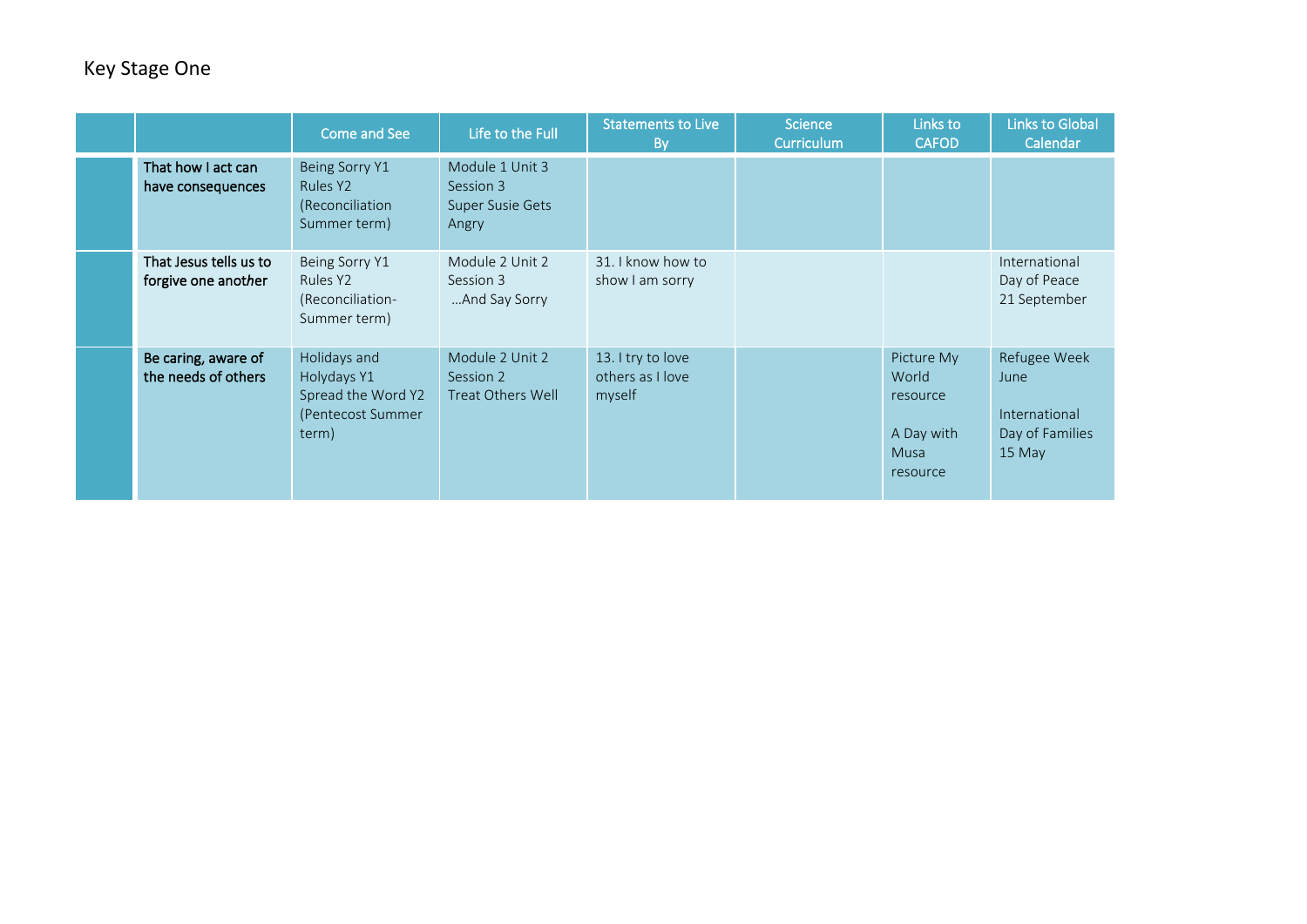Key Stage One

| | | Come and See | Life to the Full | Statements to Live By | Science Curriculum | Links to CAFOD | Links to Global Calendar |
|---|---|---|---|---|---|---|---|
| | That how I act can have consequences | Being Sorry Y1<br>Rules Y2<br>(Reconciliation Summer term) | Module 1 Unit 3<br>Session 3<br>Super Susie Gets Angry | | | | |
| | That Jesus tells us to forgive one another | Being Sorry Y1<br>Rules Y2<br>(Reconciliation- Summer term) | Module 2 Unit 2<br>Session 3<br>…And Say Sorry | 31. I know how to show I am sorry | | | International Day of Peace 21 September |
| | Be caring, aware of the needs of others | Holidays and Holydays Y1<br>Spread the Word Y2<br>(Pentecost Summer term) | Module 2 Unit 2<br>Session 2<br>Treat Others Well | 13. I try to love others as I love myself | | Picture My World resource<br><br>A Day with Musa resource | Refugee Week June<br><br>International Day of Families 15 May |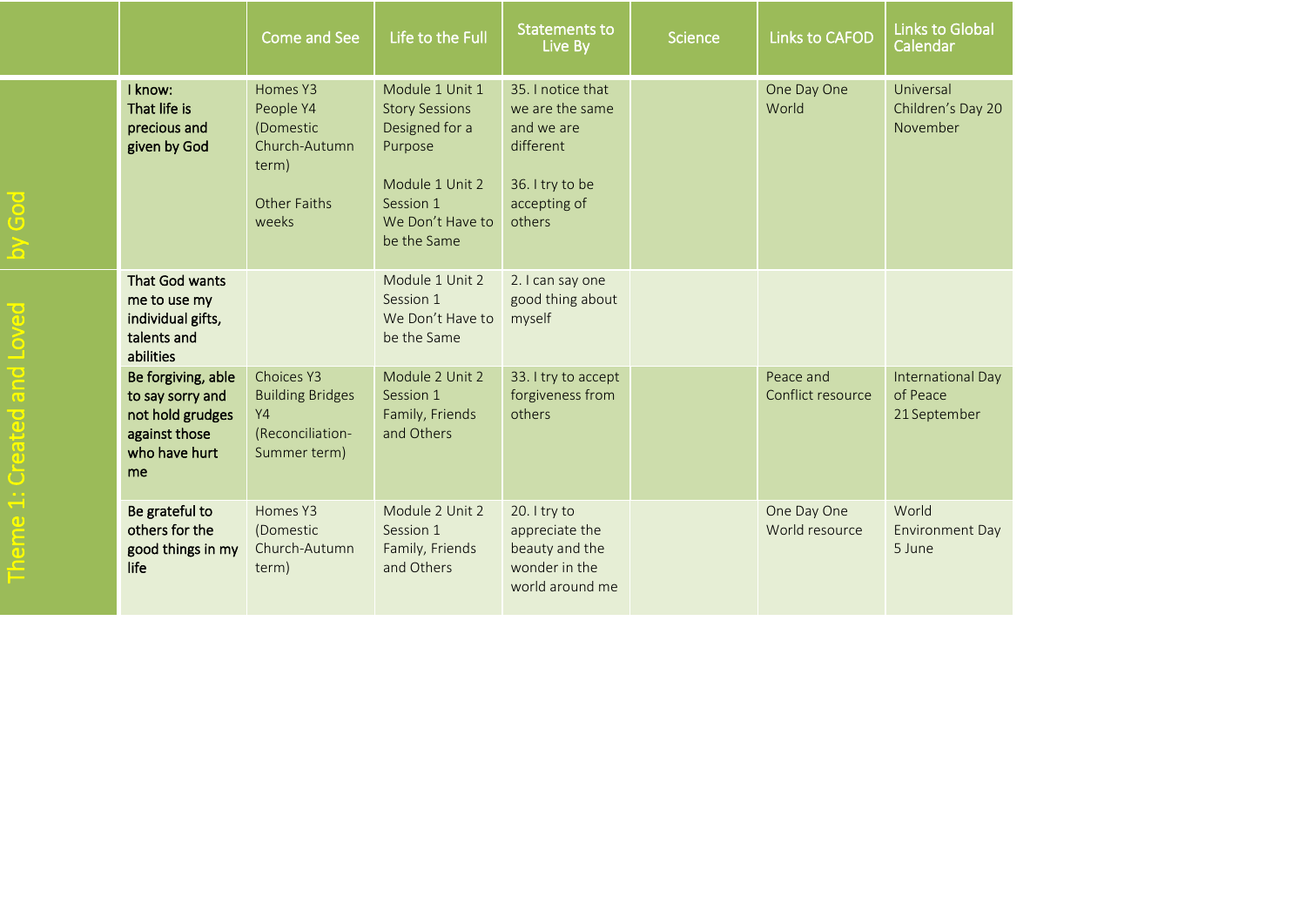|  |  | Come and See | Life to the Full | Statements to Live By | Science | Links to CAFOD | Links to Global Calendar |
|---|---|---|---|---|---|---|---|
| Theme 1: Created and Loved by God | I know: That life is precious and given by God | Homes Y3 People Y4 (Domestic Church-Autumn term) Other Faiths weeks | Module 1 Unit 1 Story Sessions Designed for a Purpose Module 1 Unit 2 Session 1 We Don't Have to be the Same | 35. I notice that we are the same and we are different 36. I try to be accepting of others |  | One Day One World | Universal Children's Day 20 November |
|  | That God wants me to use my individual gifts, talents and abilities |  | Module 1 Unit 2 Session 1 We Don't Have to be the Same | 2. I can say one good thing about myself |  |  |  |
|  | Be forgiving, able to say sorry and not hold grudges against those who have hurt me | Choices Y3 Building Bridges Y4 (Reconciliation-Summer term) | Module 2 Unit 2 Session 1 Family, Friends and Others | 33. I try to accept forgiveness from others |  | Peace and Conflict resource | International Day of Peace 21 September |
|  | Be grateful to others for the good things in my life | Homes Y3 (Domestic Church-Autumn term) | Module 2 Unit 2 Session 1 Family, Friends and Others | 20. I try to appreciate the beauty and the wonder in the world around me |  | One Day One World resource | World Environment Day 5 June |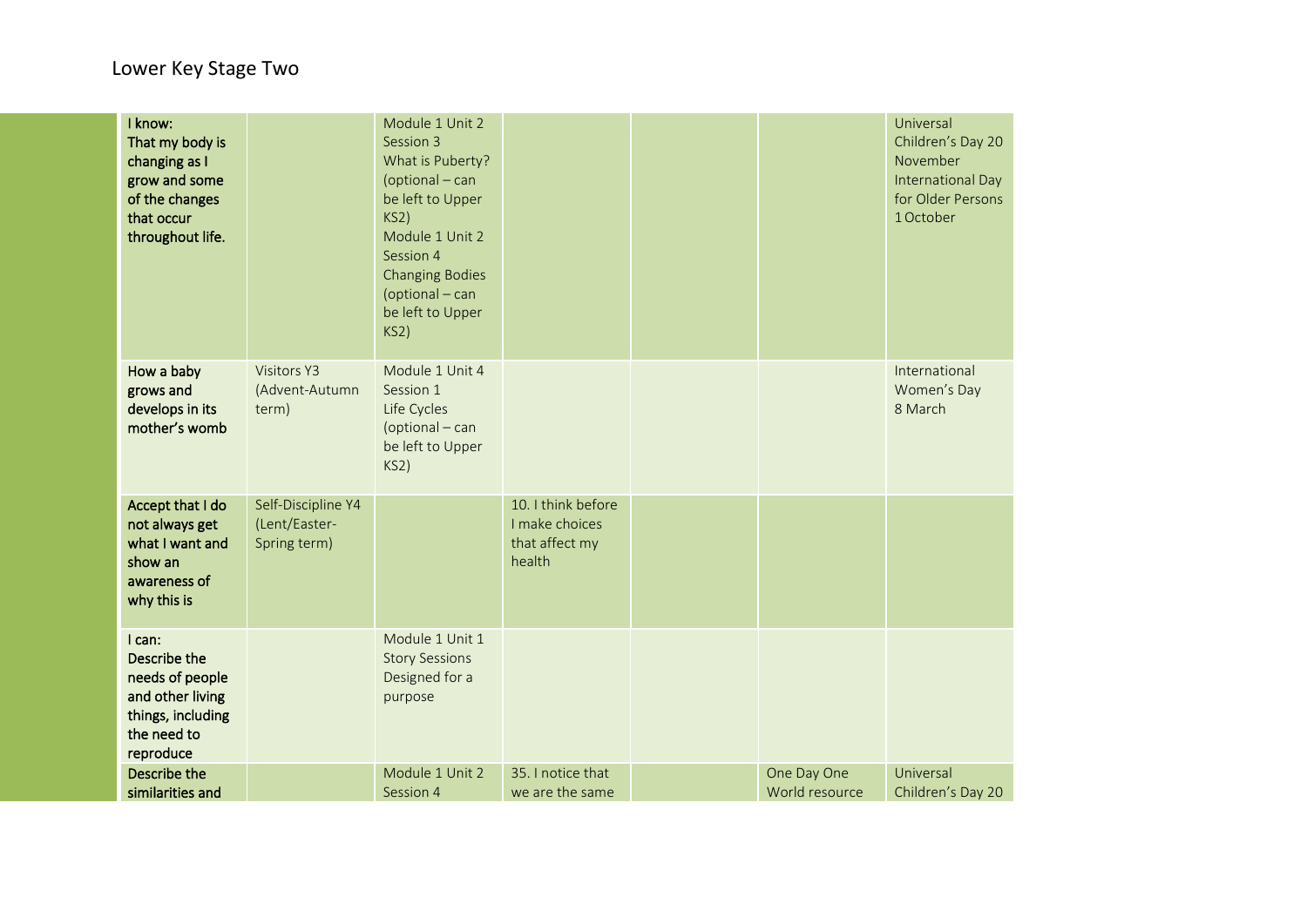## Lower Key Stage Two

| | | | | | | |
|---|---|---|---|---|---|---|
| **I know:**<br>**That my body is changing as I grow and some of the changes that occur throughout life.** | | Module 1 Unit 2 Session 3<br>What is Puberty? (optional – can be left to Upper KS2)<br>Module 1 Unit 2 Session 4<br>Changing Bodies (optional – can be left to Upper KS2) | | | | Universal Children's Day 20 November<br>International Day for Older Persons 1 October |
| **How a baby grows and develops in its mother's womb** | Visitors Y3 (Advent-Autumn term) | Module 1 Unit 4 Session 1<br>Life Cycles (optional – can be left to Upper KS2) | | | | International Women's Day 8 March |
| **Accept that I do not always get what I want and show an awareness of why this is** | Self-Discipline Y4 (Lent/Easter-Spring term) | | 10. I think before I make choices that affect my health | | | |
| **I can:**<br>**Describe the needs of people and other living things, including the need to reproduce** | | Module 1 Unit 1<br>Story Sessions<br>Designed for a purpose | | | | |
| **Describe the similarities and** | | Module 1 Unit 2 Session 4 | 35. I notice that we are the same | | One Day One World resource | Universal Children's Day 20 |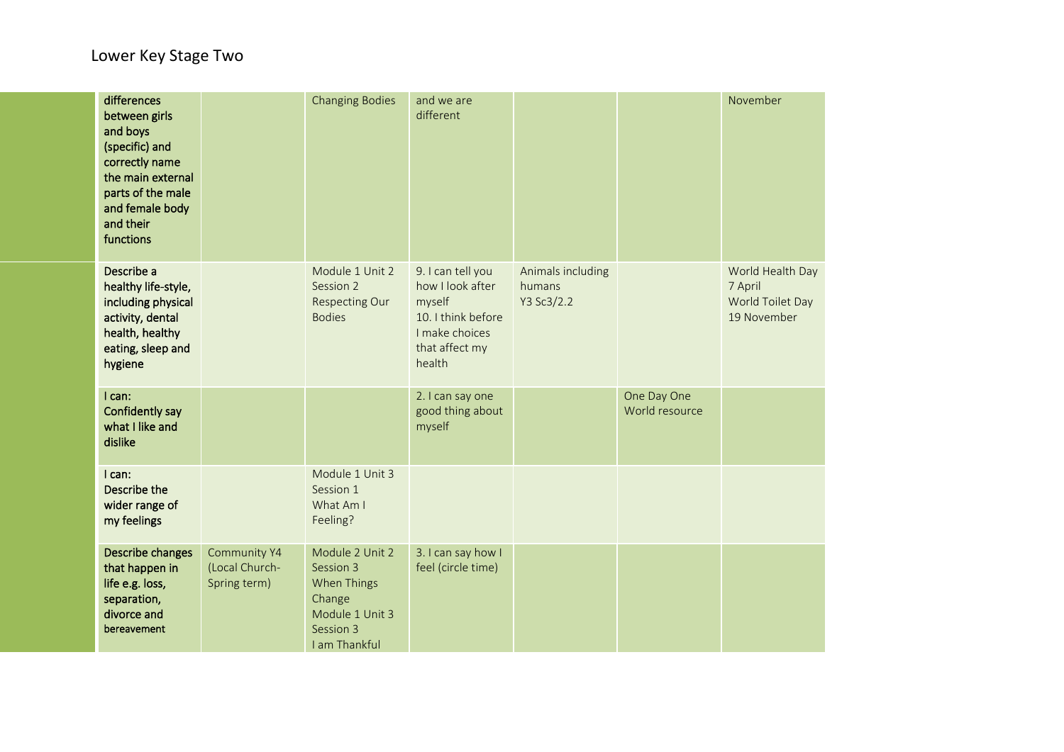## Lower Key Stage Two

| | | | | | | | |
|---|---|---|---|---|---|---|---|
| | differences between girls and boys (specific) and correctly name the main external parts of the male and female body and their functions | | Changing Bodies | and we are different | | | November |
| | Describe a healthy life-style, including physical activity, dental health, healthy eating, sleep and hygiene | | Module 1 Unit 2 Session 2 Respecting Our Bodies | 9. I can tell you how I look after myself<br>10. I think before I make choices that affect my health | Animals including humans Y3 Sc3/2.2 | | World Health Day 7 April<br>World Toilet Day 19 November |
| | I can: Confidently say what I like and dislike | | | 2. I can say one good thing about myself | | One Day One World resource | |
| | I can: Describe the wider range of my feelings | | Module 1 Unit 3 Session 1 What Am I Feeling? | | | | |
| | Describe changes that happen in life e.g. loss, separation, divorce and bereavement | Community Y4 (Local Church- Spring term) | Module 2 Unit 2 Session 3 When Things Change<br>Module 1 Unit 3 Session 3 I am Thankful | 3. I can say how I feel (circle time) | | | |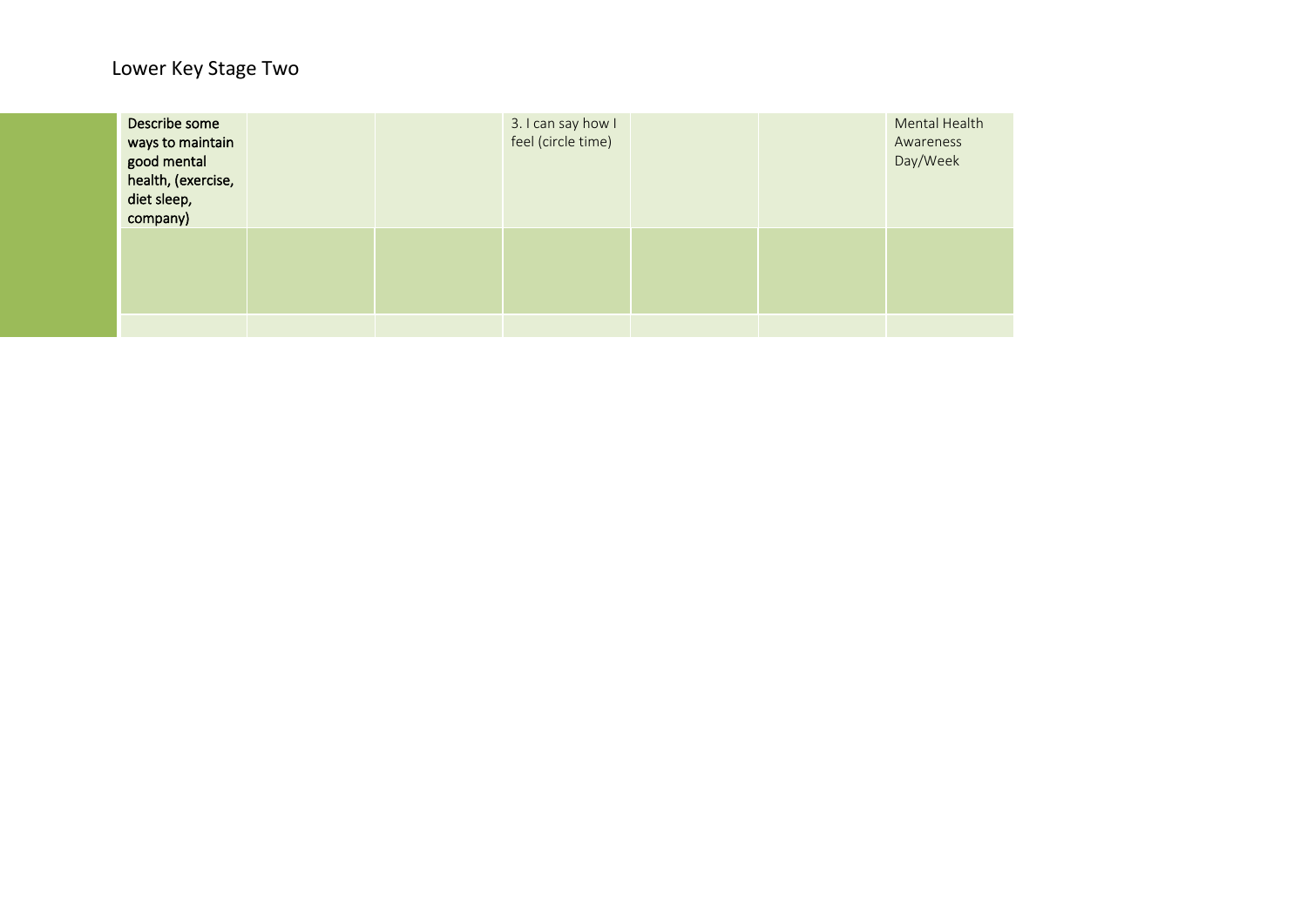Lower Key Stage Two

| | | | | | | | |
|---|---|---|---|---|---|---|---|
| | **Describe some ways to maintain good mental health, (exercise, diet sleep, company)** | | | 3. I can say how I feel (circle time) | | | Mental Health Awareness Day/Week |
| | | | | | | | |
| | | | | | | | |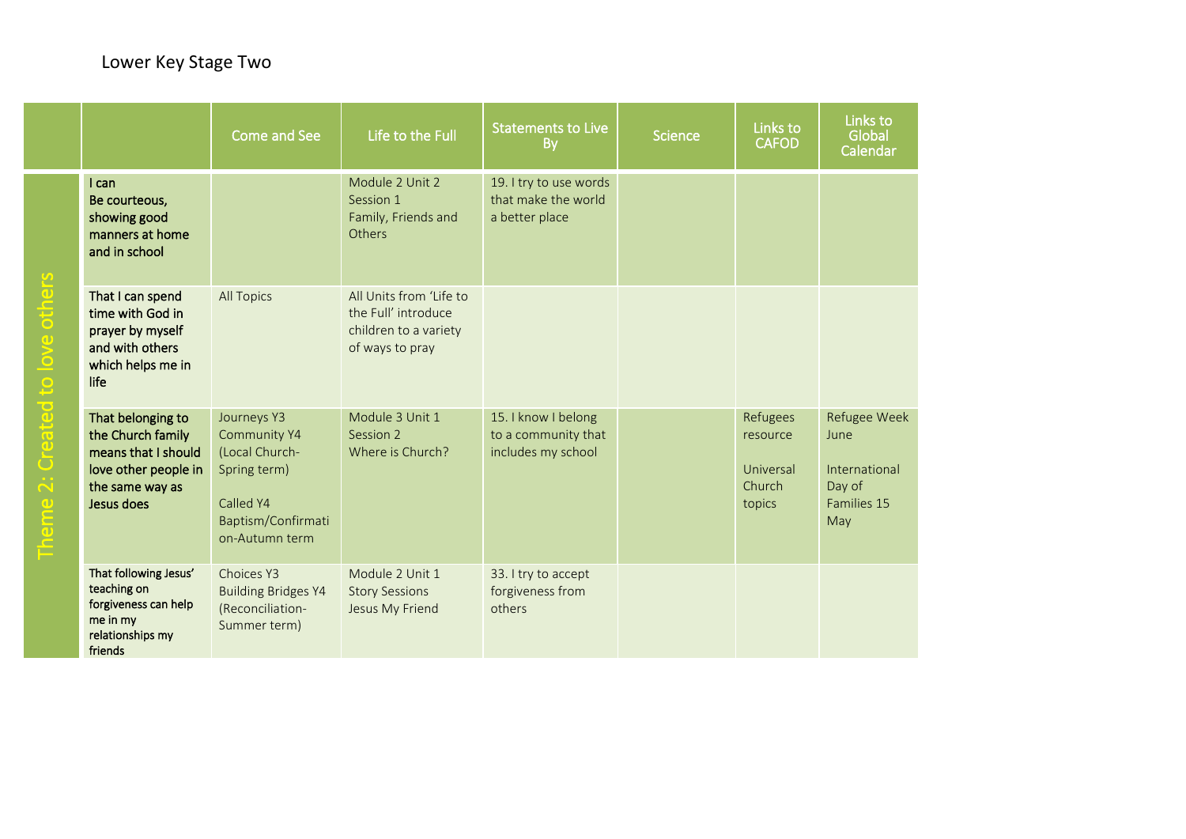# Lower Key Stage Two

| | | Come and See | Life to the Full | Statements to Live By | Science | Links to CAFOD | Links to Global Calendar |
|---|---|---|---|---|---|---|---|
| Theme 2: Created to love others | I can Be courteous, showing good manners at home and in school | | Module 2 Unit 2 Session 1 Family, Friends and Others | 19. I try to use words that make the world a better place | | | |
| | That I can spend time with God in prayer by myself and with others which helps me in life | All Topics | All Units from 'Life to the Full' introduce children to a variety of ways to pray | | | | |
| | That belonging to the Church family means that I should love other people in the same way as Jesus does | Journeys Y3 Community Y4 (Local Church-Spring term) Called Y4 Baptism/Confirmation-Autumn term | Module 3 Unit 1 Session 2 Where is Church? | 15. I know I belong to a community that includes my school | | Refugees resource Universal Church topics | Refugee Week June International Day of Families 15 May |
| | That following Jesus' teaching on forgiveness can help me in my relationships my friends | Choices Y3 Building Bridges Y4 (Reconciliation-Summer term) | Module 2 Unit 1 Story Sessions Jesus My Friend | 33. I try to accept forgiveness from others | | | |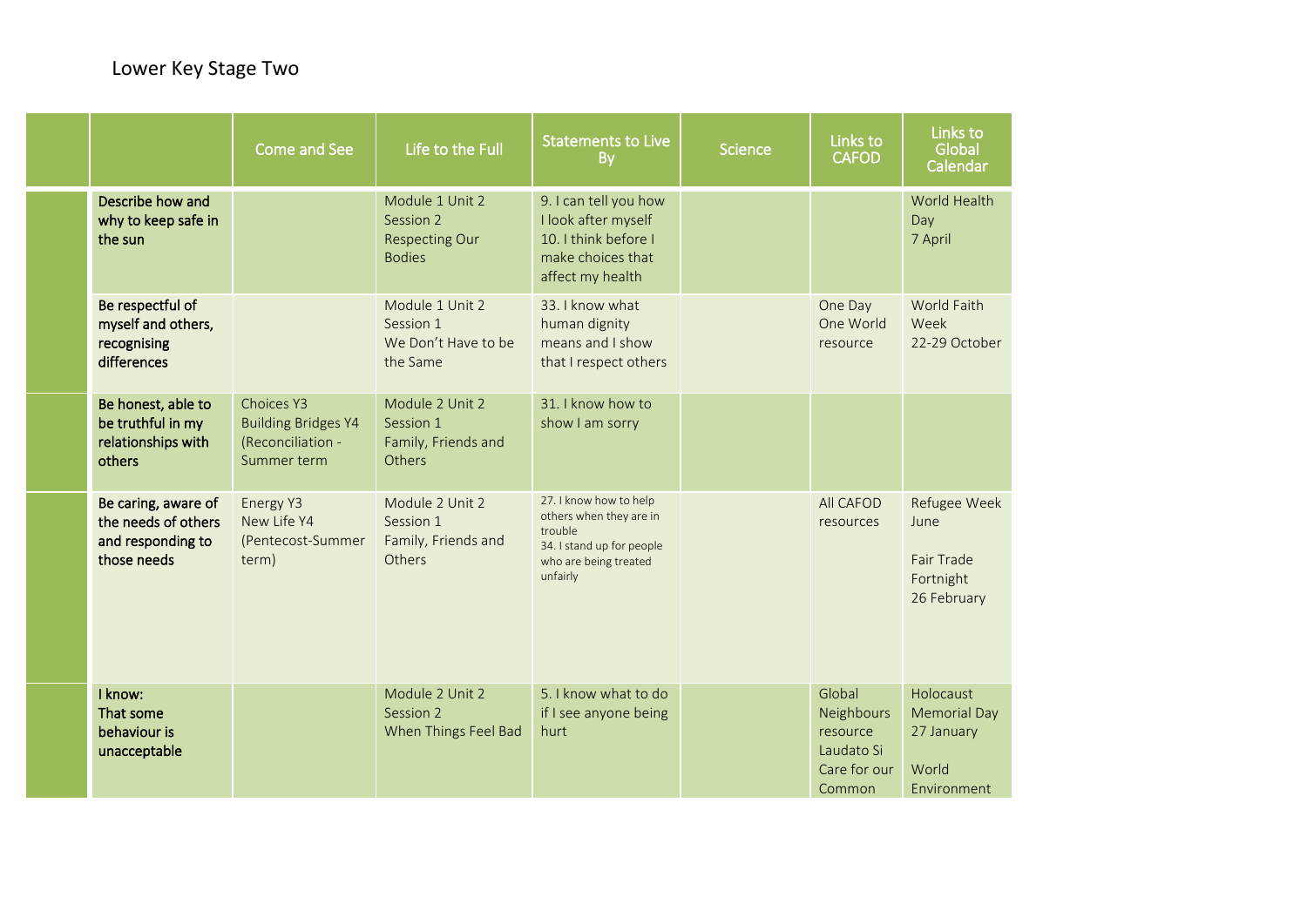Lower Key Stage Two

| | | Come and See | Life to the Full | Statements to Live By | Science | Links to CAFOD | Links to Global Calendar |
|---|---|---|---|---|---|---|---|
| | **Describe how and why to keep safe in the sun** | | Module 1 Unit 2 Session 2 Respecting Our Bodies | 9. I can tell you how I look after myself 10. I think before I make choices that affect my health | | | World Health Day 7 April |
| | **Be respectful of myself and others, recognising differences** | | Module 1 Unit 2 Session 1 We Don't Have to be the Same | 33. I know what human dignity means and I show that I respect others | | One Day One World resource | World Faith Week 22-29 October |
| | **Be honest, able to be truthful in my relationships with others** | Choices Y3 Building Bridges Y4 (Reconciliation - Summer term | Module 2 Unit 2 Session 1 Family, Friends and Others | 31. I know how to show I am sorry | | | |
| | **Be caring, aware of the needs of others and responding to those needs** | Energy Y3 New Life Y4 (Pentecost-Summer term) | Module 2 Unit 2 Session 1 Family, Friends and Others | 27. I know how to help others when they are in trouble 34. I stand up for people who are being treated unfairly | | All CAFOD resources | Refugee Week June<br><br>Fair Trade Fortnight 26 February |
| | **I know: That some behaviour is unacceptable** | | Module 2 Unit 2 Session 2 When Things Feel Bad | 5. I know what to do if I see anyone being hurt | | Global Neighbours resource Laudato Si Care for our Common | Holocaust Memorial Day 27 January<br><br>World Environment |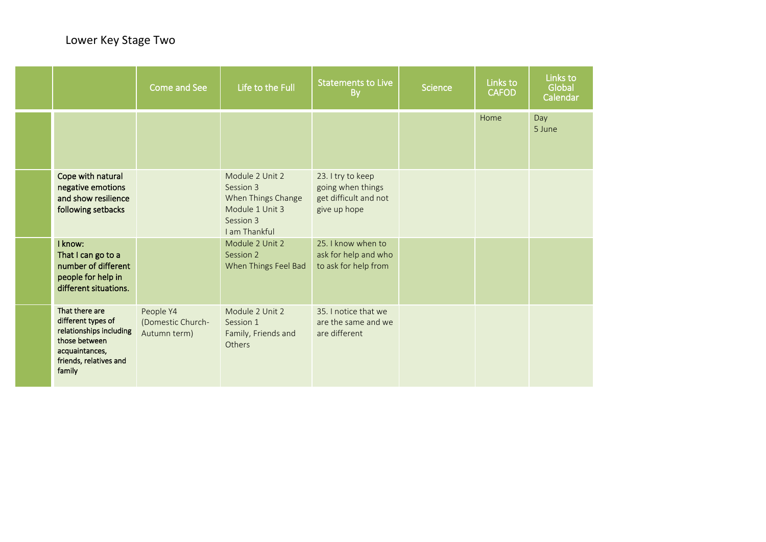Lower Key Stage Two

| | | Come and See | Life to the Full | Statements to Live By | Science | Links to CAFOD | Links to Global Calendar |
|---|---|---|---|---|---|---|---|
| | | | | | | Home | Day 5 June |
| | Cope with natural negative emotions and show resilience following setbacks | | Module 2 Unit 2 Session 3 When Things Change Module 1 Unit 3 Session 3 I am Thankful | 23. I try to keep going when things get difficult and not give up hope | | | |
| | I know: That I can go to a number of different people for help in different situations. | | Module 2 Unit 2 Session 2 When Things Feel Bad | 25. I know when to ask for help and who to ask for help from | | | |
| | That there are different types of relationships including those between acquaintances, friends, relatives and family | People Y4 (Domestic Church- Autumn term) | Module 2 Unit 2 Session 1 Family, Friends and Others | 35. I notice that we are the same and we are different | | | |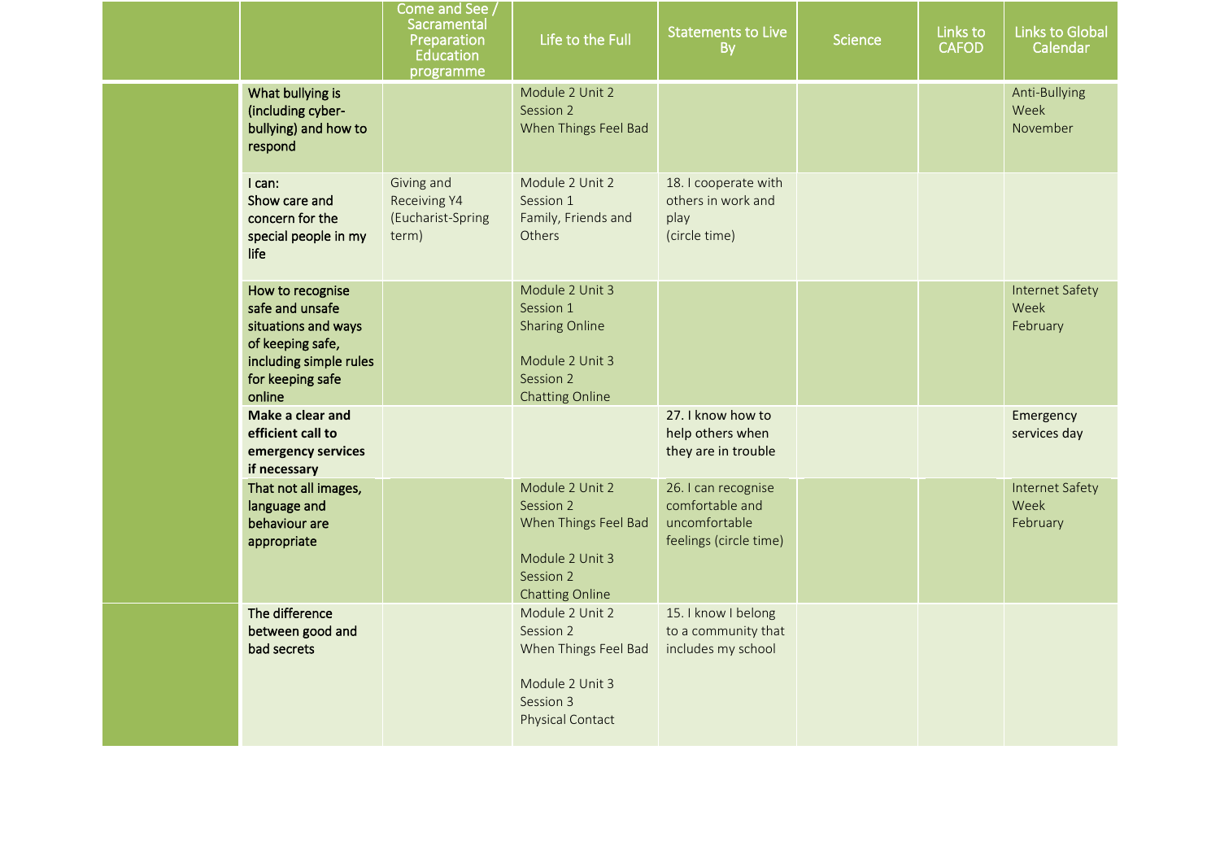| | | Come and See / Sacramental Preparation Education programme | Life to the Full | Statements to Live By | Science | Links to CAFOD | Links to Global Calendar |
|---|---|---|---|---|---|---|---|
| | What bullying is (including cyber-bullying) and how to respond | | Module 2 Unit 2 Session 2 When Things Feel Bad | | | | Anti-Bullying Week November |
| | I can: Show care and concern for the special people in my life | Giving and Receiving Y4 (Eucharist-Spring term) | Module 2 Unit 2 Session 1 Family, Friends and Others | 18. I cooperate with others in work and play (circle time) | | | |
| | How to recognise safe and unsafe situations and ways of keeping safe, including simple rules for keeping safe online | | Module 2 Unit 3 Session 1 Sharing Online<br><br>Module 2 Unit 3 Session 2 Chatting Online | | | | Internet Safety Week February |
| | **Make a clear and efficient call to emergency services if necessary** | | | 27. I know how to help others when they are in trouble | | | Emergency services day |
| | That not all images, language and behaviour are appropriate | | Module 2 Unit 2 Session 2 When Things Feel Bad<br><br>Module 2 Unit 3 Session 2 Chatting Online | 26. I can recognise comfortable and uncomfortable feelings (circle time) | | | Internet Safety Week February |
| | The difference between good and bad secrets | | Module 2 Unit 2 Session 2 When Things Feel Bad<br><br>Module 2 Unit 3 Session 3 Physical Contact | 15. I know I belong to a community that includes my school | | | |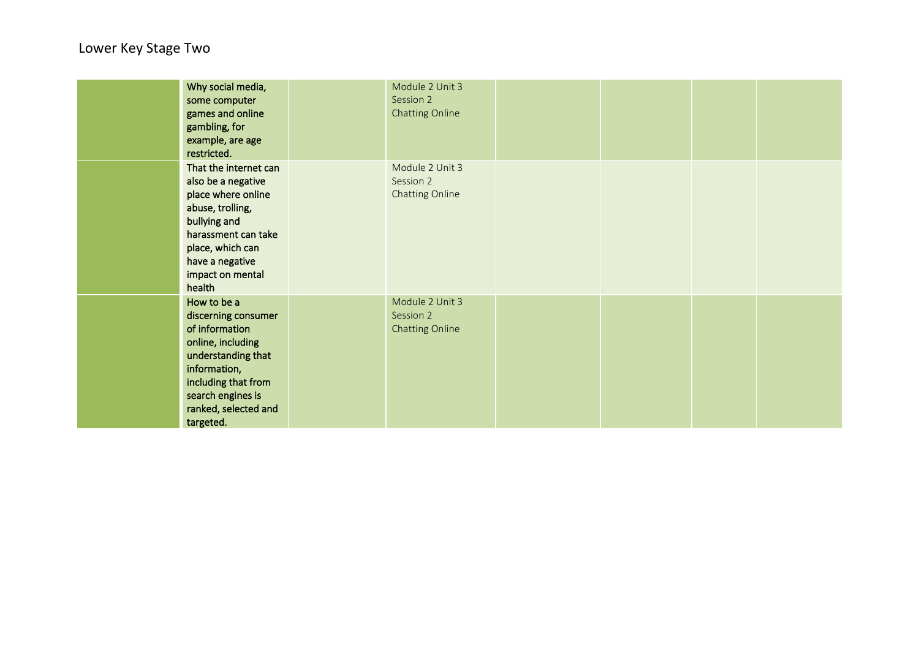Lower Key Stage Two

| | | | | | | | |
|---|---|---|---|---|---|---|---|
| | Why social media, some computer games and online gambling, for example, are age restricted. | | Module 2 Unit 3 Session 2 Chatting Online | | | | |
| | That the internet can also be a negative place where online abuse, trolling, bullying and harassment can take place, which can have a negative impact on mental health | | Module 2 Unit 3 Session 2 Chatting Online | | | | |
| | How to be a discerning consumer of information online, including understanding that information, including that from search engines is ranked, selected and targeted. | | Module 2 Unit 3 Session 2 Chatting Online | | | | |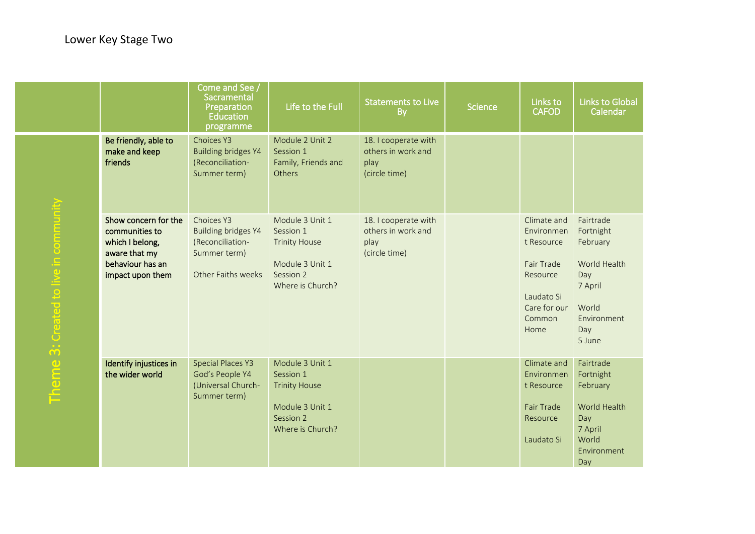# Lower Key Stage Two

| | | Come and See / Sacramental Preparation Education programme | Life to the Full | Statements to Live By | Science | Links to CAFOD | Links to Global Calendar |
|---|---|---|---|---|---|---|---|
| Theme 3: Created to live in community | **Be friendly, able to make and keep friends** | Choices Y3<br>Building bridges Y4<br>(Reconciliation-Summer term) | Module 2 Unit 2<br>Session 1<br>Family, Friends and Others | 18. I cooperate with others in work and play<br>(circle time) | | | |
| | **Show concern for the communities to which I belong, aware that my behaviour has an impact upon them** | Choices Y3<br>Building bridges Y4<br>(Reconciliation-Summer term)<br><br>Other Faiths weeks | Module 3 Unit 1<br>Session 1<br>Trinity House<br><br>Module 3 Unit 1<br>Session 2<br>Where is Church? | 18. I cooperate with others in work and play<br>(circle time) | | Climate and Environment Resource<br><br>Fair Trade Resource<br><br>Laudato Si Care for our Common Home | Fairtrade Fortnight February<br><br>World Health Day<br>7 April<br><br>World Environment Day<br>5 June |
| | **Identify injustices in the wider world** | Special Places Y3<br>God's People Y4<br>(Universal Church-Summer term) | Module 3 Unit 1<br>Session 1<br>Trinity House<br><br>Module 3 Unit 1<br>Session 2<br>Where is Church? | | | Climate and Environment Resource<br><br>Fair Trade Resource<br><br>Laudato Si | Fairtrade Fortnight February<br><br>World Health Day<br>7 April<br>World Environment Day |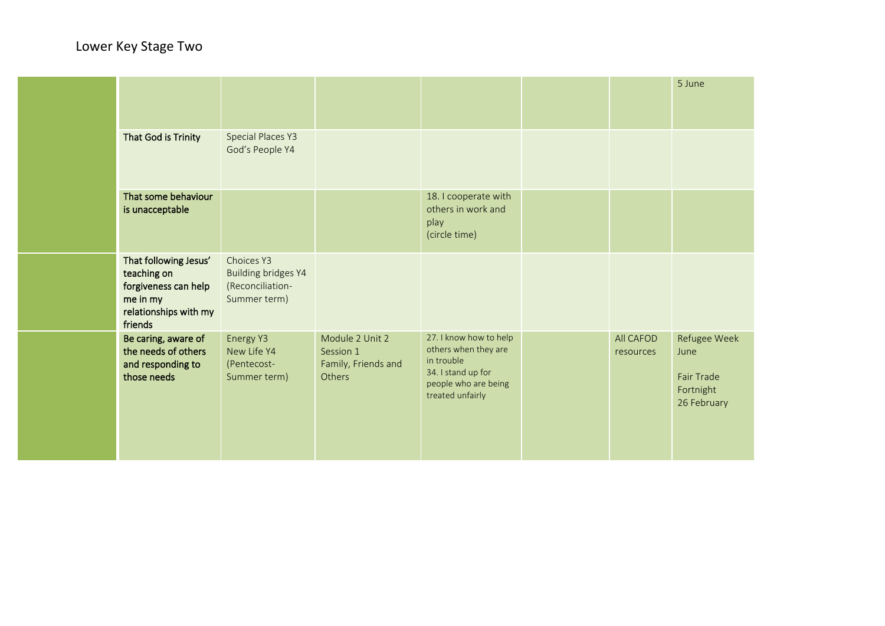# Lower Key Stage Two

| | | | | | | | |
|---|---|---|---|---|---|---|---|
| | | | | | | | 5 June |
| | **That God is Trinity** | Special Places Y3<br>God's People Y4 | | | | | |
| | **That some behaviour is unacceptable** | | | 18. I cooperate with others in work and play<br>(circle time) | | | |
| | **That following Jesus' teaching on forgiveness can help me in my relationships with my friends** | Choices Y3<br>Building bridges Y4<br>(Reconciliation- Summer term) | | | | | |
| | **Be caring, aware of the needs of others and responding to those needs** | Energy Y3<br>New Life Y4<br>(Pentecost- Summer term) | Module 2 Unit 2 Session 1<br>Family, Friends and Others | 27. I know how to help others when they are in trouble<br>34. I stand up for people who are being treated unfairly | | All CAFOD resources | Refugee Week June<br><br>Fair Trade Fortnight<br>26 February |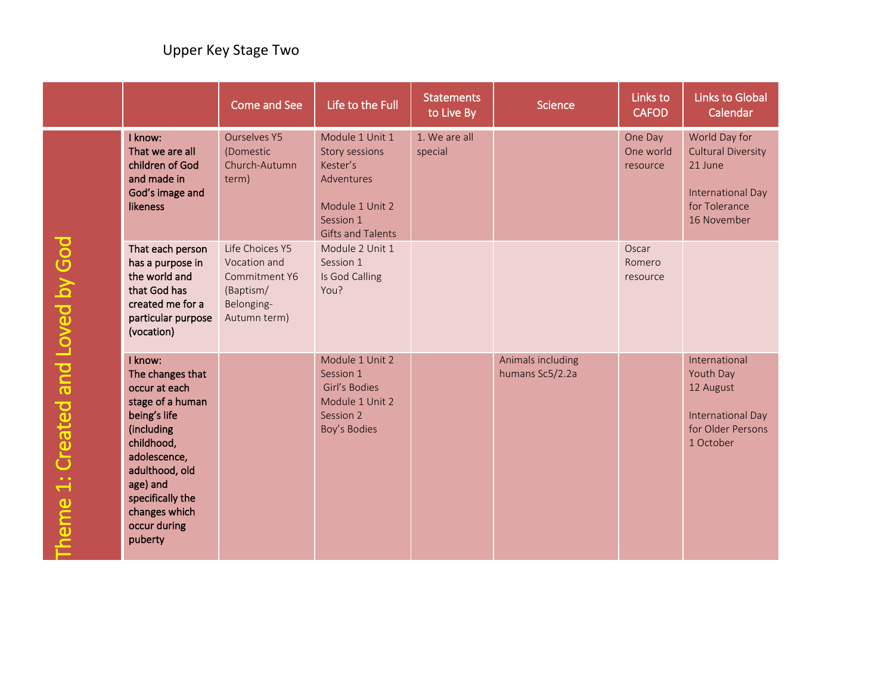Upper Key Stage Two

| | | Come and See | Life to the Full | Statements to Live By | Science | Links to CAFOD | Links to Global Calendar |
|---|---|---|---|---|---|---|---|
| Theme 1: Created and Loved by God | **I know:** **That we are all children of God and made in God's image and likeness** | Ourselves Y5 (Domestic Church-Autumn term) | Module 1 Unit 1 Story sessions Kester's Adventures<br><br>Module 1 Unit 2 Session 1 Gifts and Talents | 1. We are all special | | One Day One world resource | World Day for Cultural Diversity 21 June<br><br>International Day for Tolerance 16 November |
| | **That each person has a purpose in the world and that God has created me for a particular purpose (vocation)** | Life Choices Y5 Vocation and Commitment Y6 (Baptism/ Belonging- Autumn term) | Module 2 Unit 1 Session 1 Is God Calling You? | | | Oscar Romero resource | |
| | **I know:** **The changes that occur at each stage of a human being's life (including childhood, adolescence, adulthood, old age) and specifically the changes which occur during puberty** | | Module 1 Unit 2 Session 1 Girl's Bodies Module 1 Unit 2 Session 2 Boy's Bodies | | Animals including humans Sc5/2.2a | | International Youth Day 12 August<br><br>International Day for Older Persons 1 October |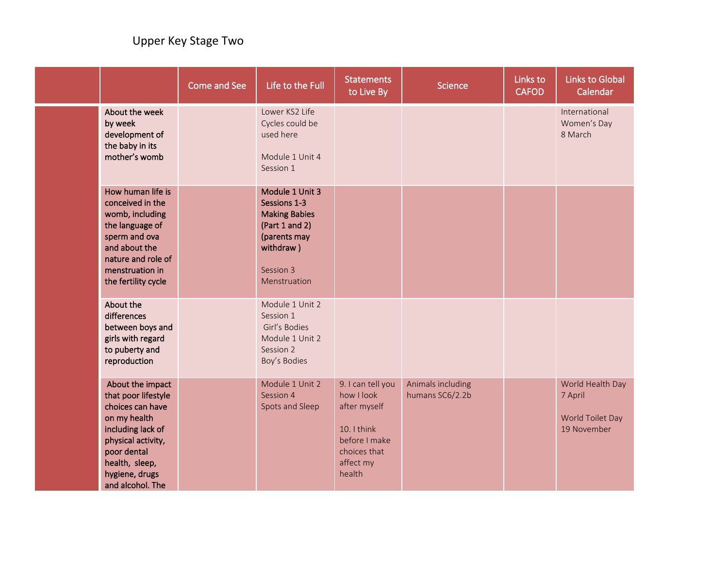Upper Key Stage Two

| | | Come and See | Life to the Full | Statements to Live By | Science | Links to CAFOD | Links to Global Calendar |
|---|---|---|---|---|---|---|---|
| | About the week by week development of the baby in its mother's womb | | Lower KS2 Life Cycles could be used here<br><br>Module 1 Unit 4 Session 1 | | | | International Women's Day 8 March |
| | How human life is conceived in the womb, including the language of sperm and ova and about the nature and role of menstruation in the fertility cycle | | **Module 1 Unit 3 Sessions 1-3 Making Babies (Part 1 and 2) (parents may withdraw )**<br><br>Session 3 Menstruation | | | | |
| | About the differences between boys and girls with regard to puberty and reproduction | | Module 1 Unit 2 Session 1 Girl's Bodies<br>Module 1 Unit 2 Session 2 Boy's Bodies | | | | |
| | About the impact that poor lifestyle choices can have on my health including lack of physical activity, poor dental health, sleep, hygiene, drugs and alcohol. The | | Module 1 Unit 2 Session 4 Spots and Sleep | 9. I can tell you how I look after myself<br><br>10. I think before I make choices that affect my health | Animals including humans SC6/2.2b | | World Health Day 7 April<br><br>World Toilet Day 19 November |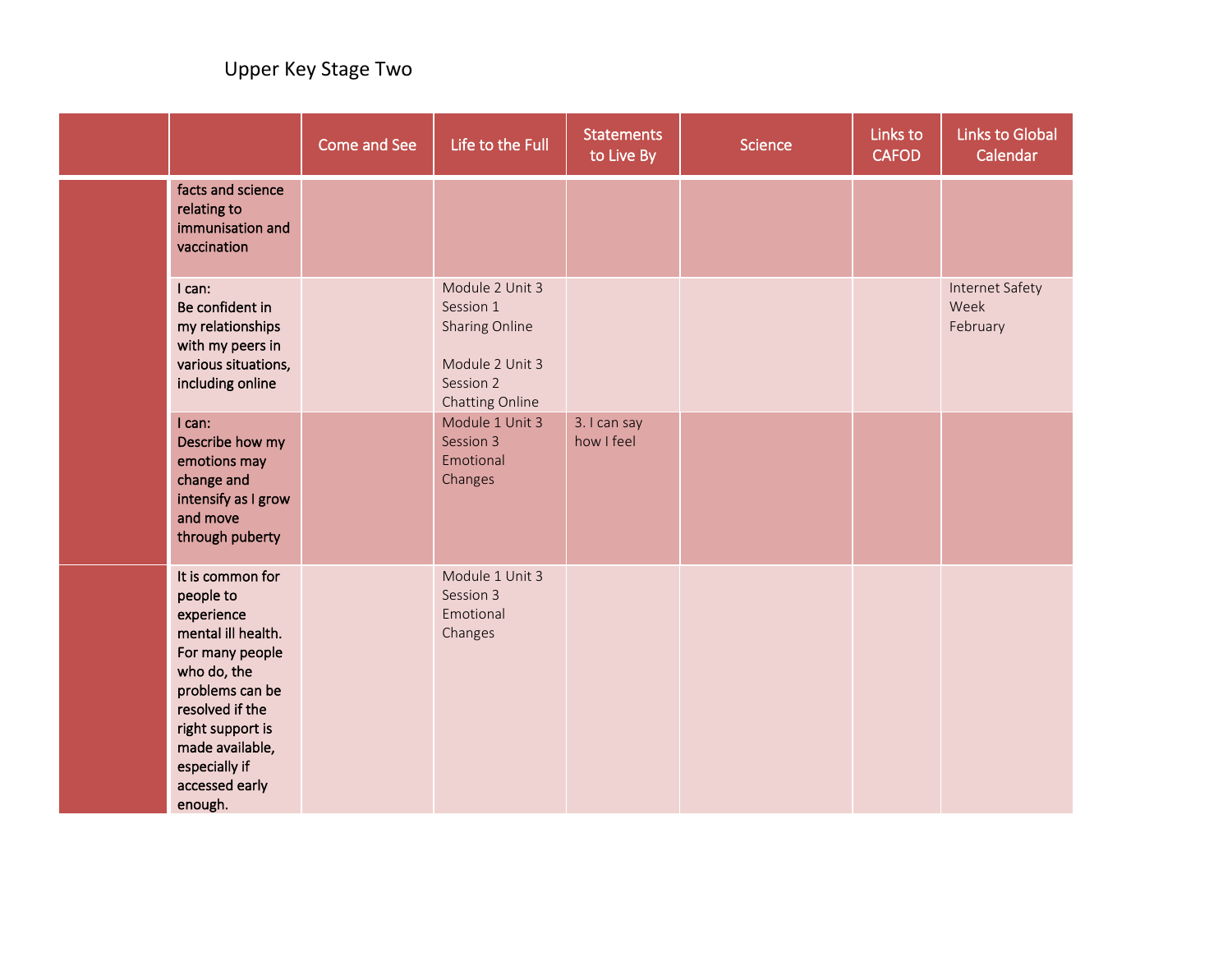Upper Key Stage Two

| | | Come and See | Life to the Full | Statements to Live By | Science | Links to CAFOD | Links to Global Calendar |
|---|---|---|---|---|---|---|---|
| | facts and science relating to immunisation and vaccination | | | | | | |
| | I can: Be confident in my relationships with my peers in various situations, including online | | Module 2 Unit 3 Session 1 Sharing Online<br><br>Module 2 Unit 3 Session 2 Chatting Online | | | | Internet Safety Week February |
| | I can: Describe how my emotions may change and intensify as I grow and move through puberty | | Module 1 Unit 3 Session 3 Emotional Changes | 3. I can say how I feel | | | |
| | It is common for people to experience mental ill health. For many people who do, the problems can be resolved if the right support is made available, especially if accessed early enough. | | Module 1 Unit 3 Session 3 Emotional Changes | | | | |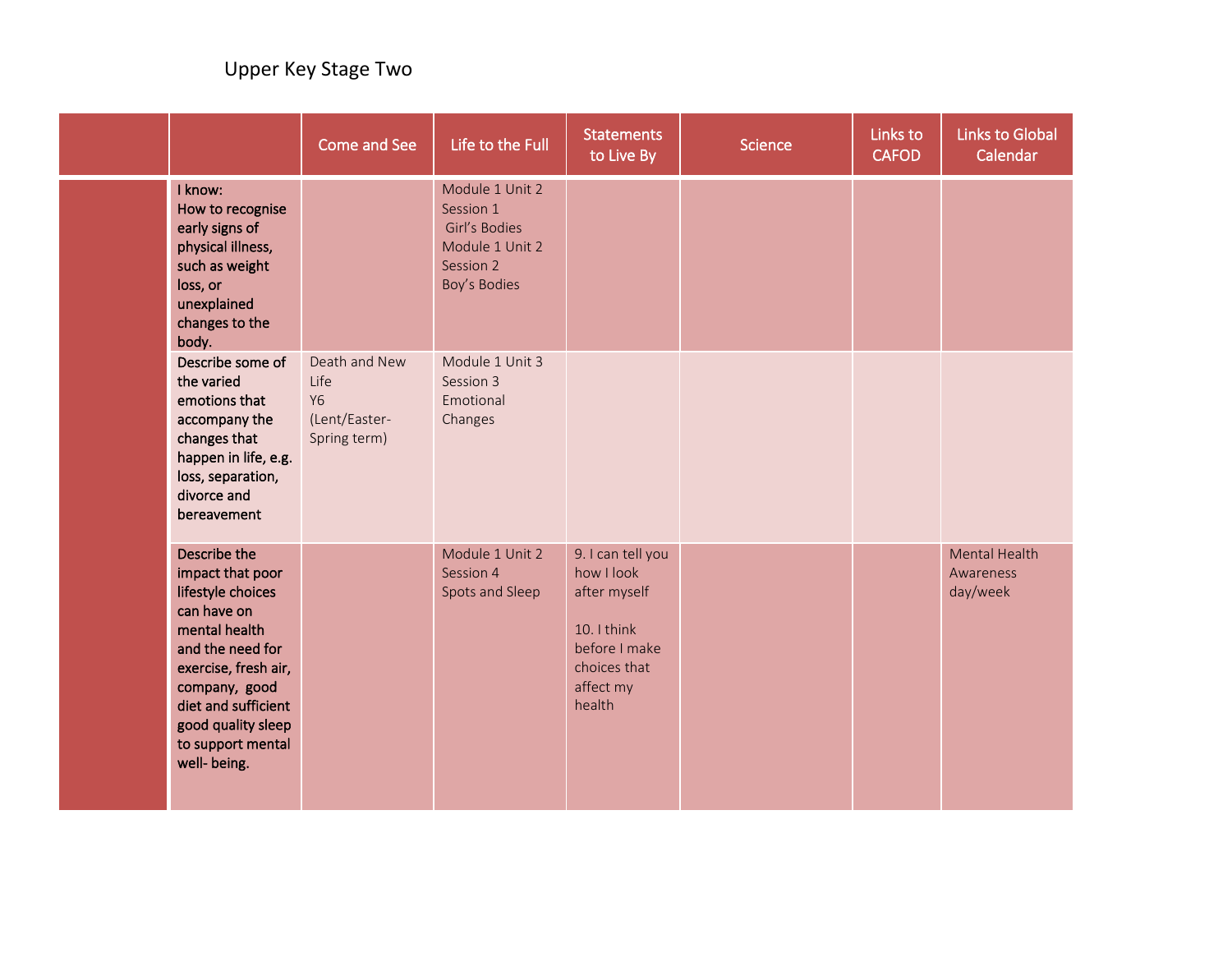Upper Key Stage Two

| | | Come and See | Life to the Full | Statements to Live By | Science | Links to CAFOD | Links to Global Calendar |
|---|---|---|---|---|---|---|---|
| | I know:<br>How to recognise early signs of physical illness, such as weight loss, or unexplained changes to the body. | | Module 1 Unit 2 Session 1<br>Girl's Bodies<br>Module 1 Unit 2 Session 2<br>Boy's Bodies | | | | |
| | Describe some of the varied emotions that accompany the changes that happen in life, e.g. loss, separation, divorce and bereavement | Death and New Life<br>Y6<br>(Lent/Easter-Spring term) | Module 1 Unit 3 Session 3<br>Emotional Changes | | | | |
| | Describe the impact that poor lifestyle choices can have on mental health and the need for exercise, fresh air, company, good diet and sufficient good quality sleep to support mental well- being. | | Module 1 Unit 2 Session 4<br>Spots and Sleep | 9. I can tell you how I look after myself<br><br>10. I think before I make choices that affect my health | | | Mental Health Awareness day/week |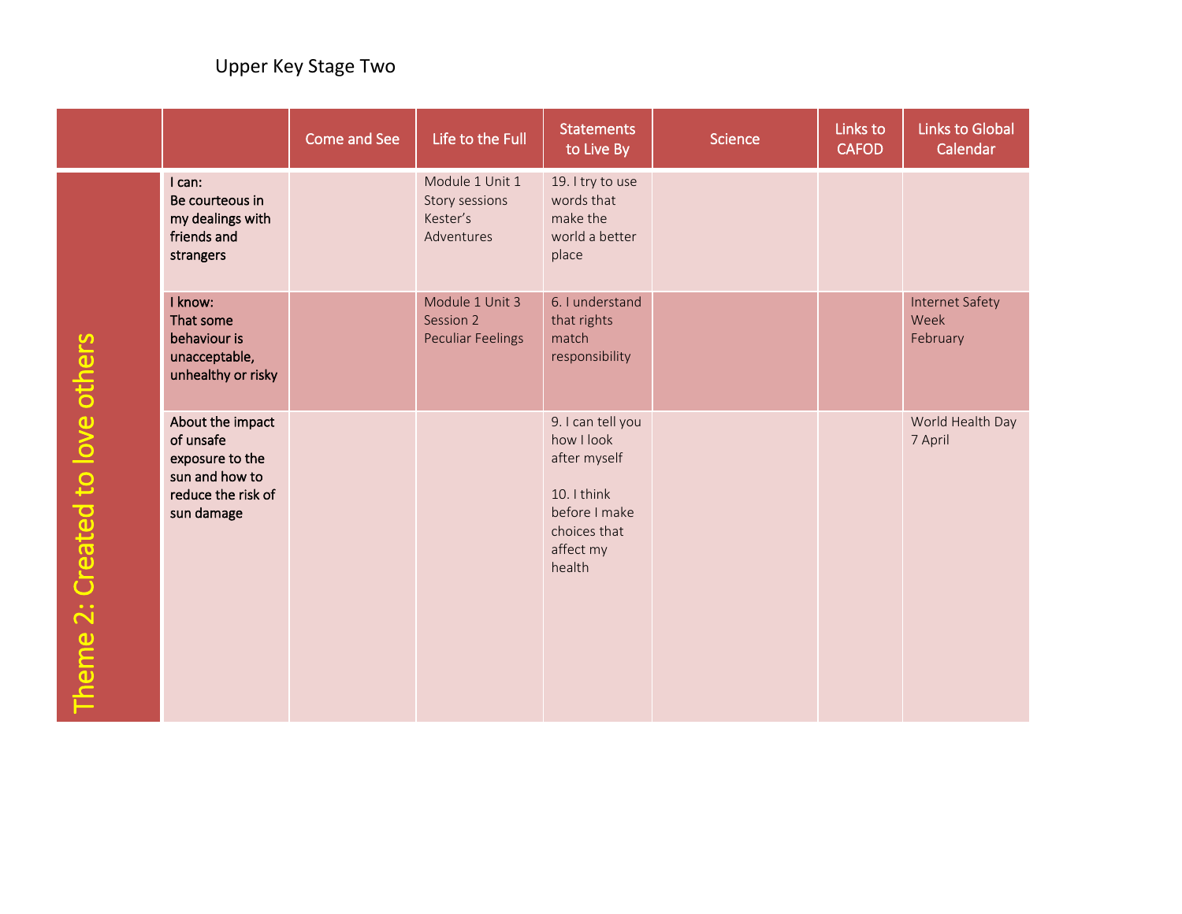Upper Key Stage Two

| | | Come and See | Life to the Full | Statements to Live By | Science | Links to CAFOD | Links to Global Calendar |
|---|---|---|---|---|---|---|---|
| Theme 2: Created to love others | **I can:** Be courteous in my dealings with friends and strangers | | Module 1 Unit 1 Story sessions Kester's Adventures | 19. I try to use words that make the world a better place | | | |
| | **I know:** That some behaviour is unacceptable, unhealthy or risky | | Module 1 Unit 3 Session 2 Peculiar Feelings | 6. I understand that rights match responsibility | | | Internet Safety Week February |
| | About the impact of unsafe exposure to the sun and how to reduce the risk of sun damage | | | 9. I can tell you how I look after myself<br><br>10. I think before I make choices that affect my health | | | World Health Day 7 April |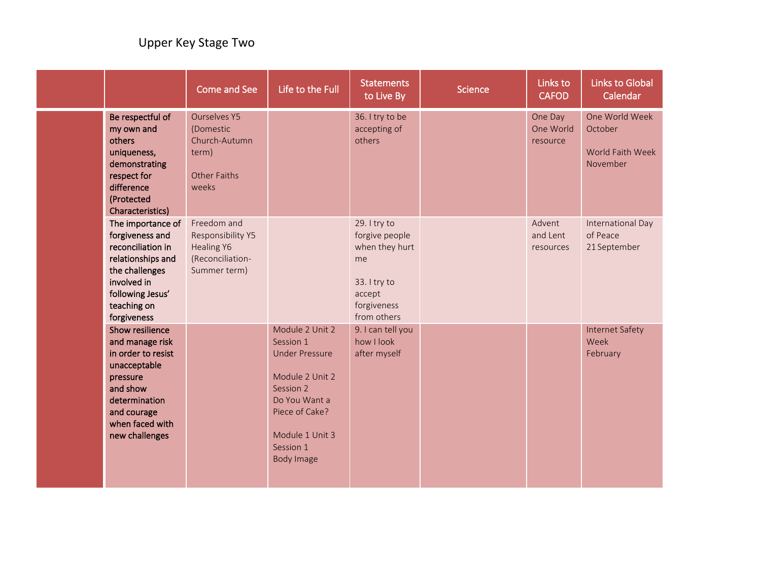Upper Key Stage Two

| | | Come and See | Life to the Full | Statements to Live By | Science | Links to CAFOD | Links to Global Calendar |
|---|---|---|---|---|---|---|---|
| | **Be respectful of my own and others uniqueness, demonstrating respect for difference (Protected Characteristics)** | Ourselves Y5 (Domestic Church-Autumn term)<br><br>Other Faiths weeks | | 36. I try to be accepting of others | | One Day One World resource | One World Week October<br><br>World Faith Week November |
| | **The importance of forgiveness and reconciliation in relationships and the challenges involved in following Jesus' teaching on forgiveness** | Freedom and Responsibility Y5 Healing Y6 (Reconciliation-Summer term) | | 29. I try to forgive people when they hurt me<br><br>33. I try to accept forgiveness from others | | Advent and Lent resources | International Day of Peace 21 September |
| | **Show resilience and manage risk in order to resist unacceptable pressure and show determination and courage when faced with new challenges** | | Module 2 Unit 2 Session 1 Under Pressure<br><br>Module 2 Unit 2 Session 2 Do You Want a Piece of Cake?<br><br>Module 1 Unit 3 Session 1 Body Image | 9. I can tell you how I look after myself | | | Internet Safety Week February |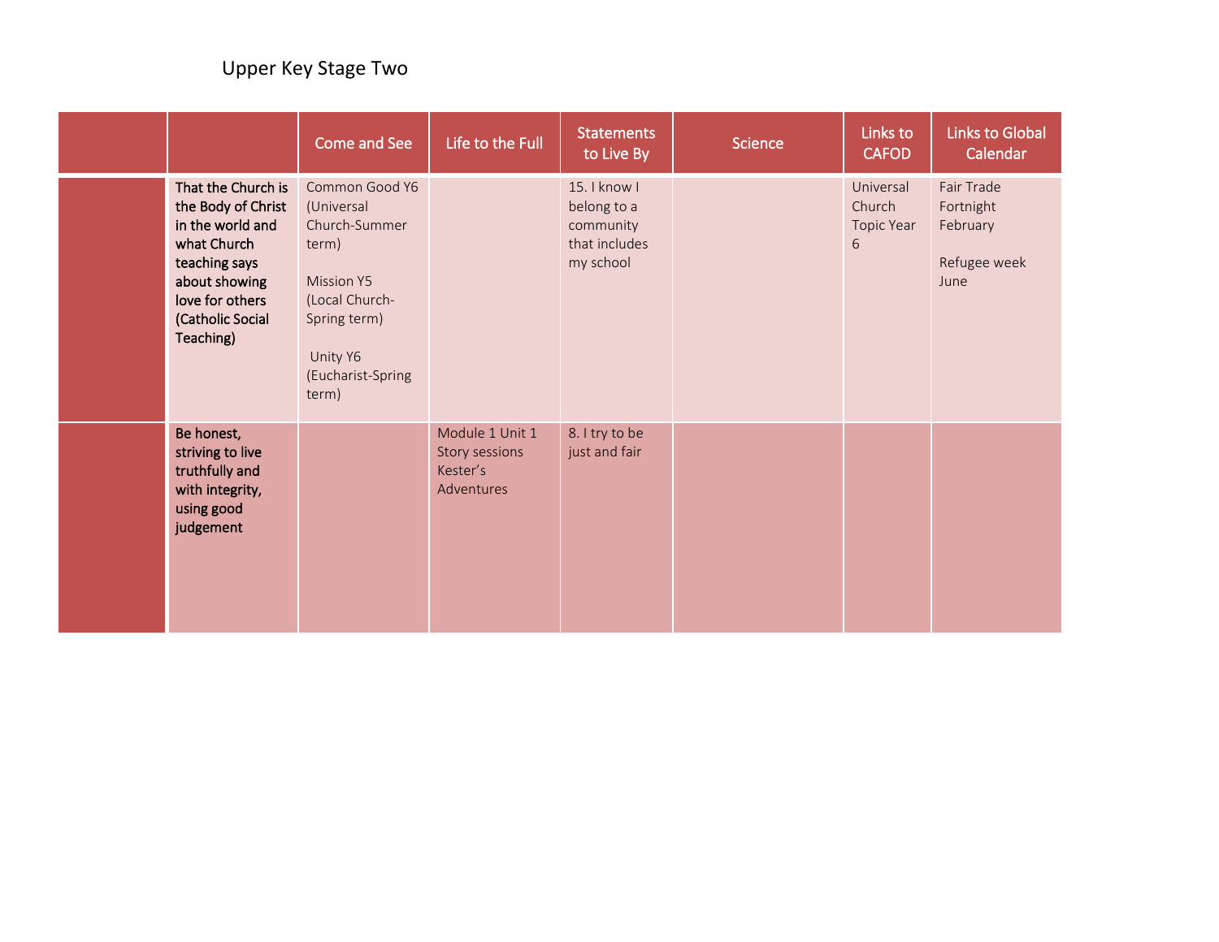Upper Key Stage Two

| | | Come and See | Life to the Full | Statements to Live By | Science | Links to CAFOD | Links to Global Calendar |
|---|---|---|---|---|---|---|---|
| | **That the Church is the Body of Christ in the world and what Church teaching says about showing love for others (Catholic Social Teaching)** | Common Good Y6 (Universal Church-Summer term)<br><br>Mission Y5 (Local Church-Spring term)<br><br>Unity Y6 (Eucharist-Spring term) | | 15. I know I belong to a community that includes my school | | Universal Church Topic Year 6 | Fair Trade Fortnight February<br><br>Refugee week June |
| | **Be honest, striving to live truthfully and with integrity, using good judgement** | | Module 1 Unit 1 Story sessions Kester's Adventures | 8. I try to be just and fair | | | |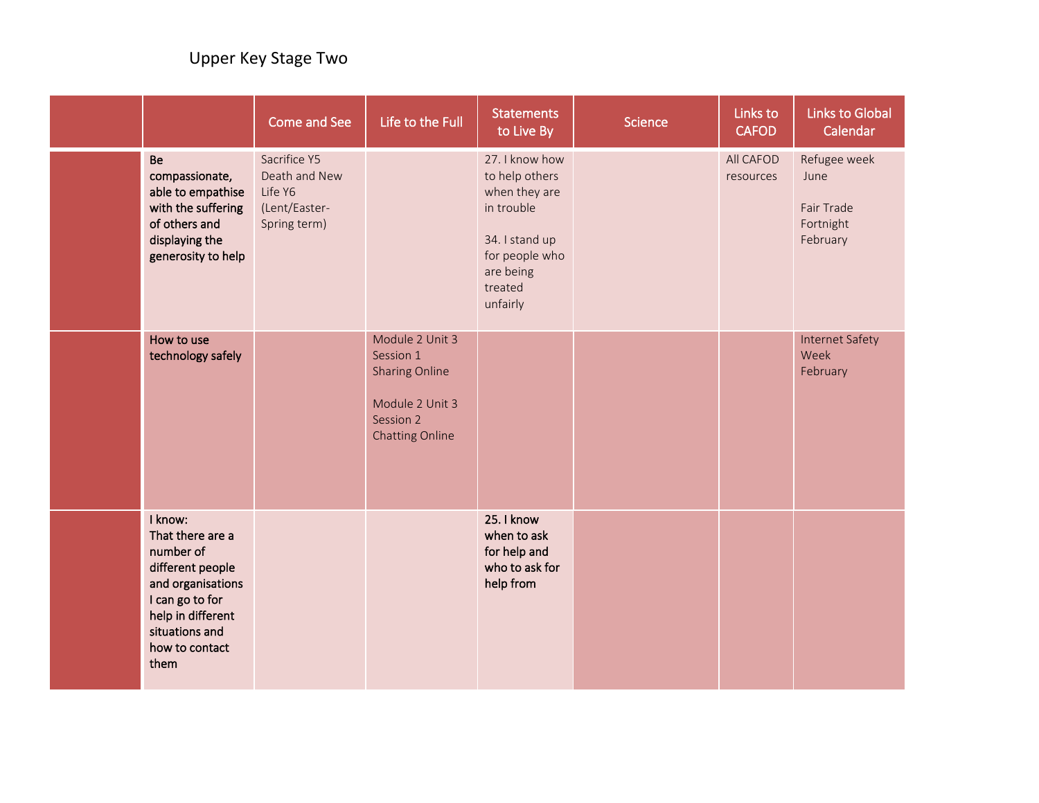Upper Key Stage Two

| | | Come and See | Life to the Full | Statements to Live By | Science | Links to CAFOD | Links to Global Calendar |
|---|---|---|---|---|---|---|---|
| | **Be compassionate, able to empathise with the suffering of others and displaying the generosity to help** | Sacrifice Y5 Death and New Life Y6 (Lent/Easter-Spring term) | | 27. I know how to help others when they are in trouble<br><br>34. I stand up for people who are being treated unfairly | | All CAFOD resources | Refugee week June<br><br>Fair Trade Fortnight February |
| | **How to use technology safely** | | Module 2 Unit 3 Session 1 Sharing Online<br><br>Module 2 Unit 3 Session 2 Chatting Online | | | | Internet Safety Week February |
| | **I know: That there are a number of different people and organisations I can go to for help in different situations and how to contact them** | | | **25. I know when to ask for help and who to ask for help from** | | | |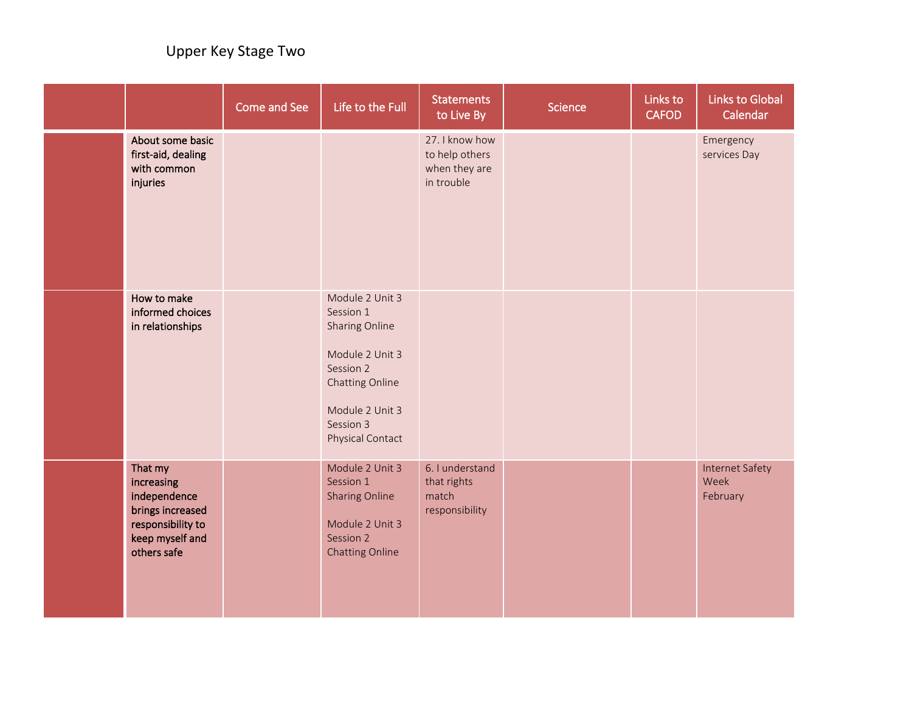Upper Key Stage Two

| | | Come and See | Life to the Full | Statements to Live By | Science | Links to CAFOD | Links to Global Calendar |
|---|---|---|---|---|---|---|---|
| | **About some basic first-aid, dealing with common injuries** | | | 27. I know how to help others when they are in trouble | | | Emergency services Day |
| | **How to make informed choices in relationships** | | Module 2 Unit 3 Session 1 Sharing Online<br><br>Module 2 Unit 3 Session 2 Chatting Online<br><br>Module 2 Unit 3 Session 3 Physical Contact | | | | |
| | **That my increasing independence brings increased responsibility to keep myself and others safe** | | Module 2 Unit 3 Session 1 Sharing Online<br><br>Module 2 Unit 3 Session 2 Chatting Online | 6. I understand that rights match responsibility | | | Internet Safety Week February |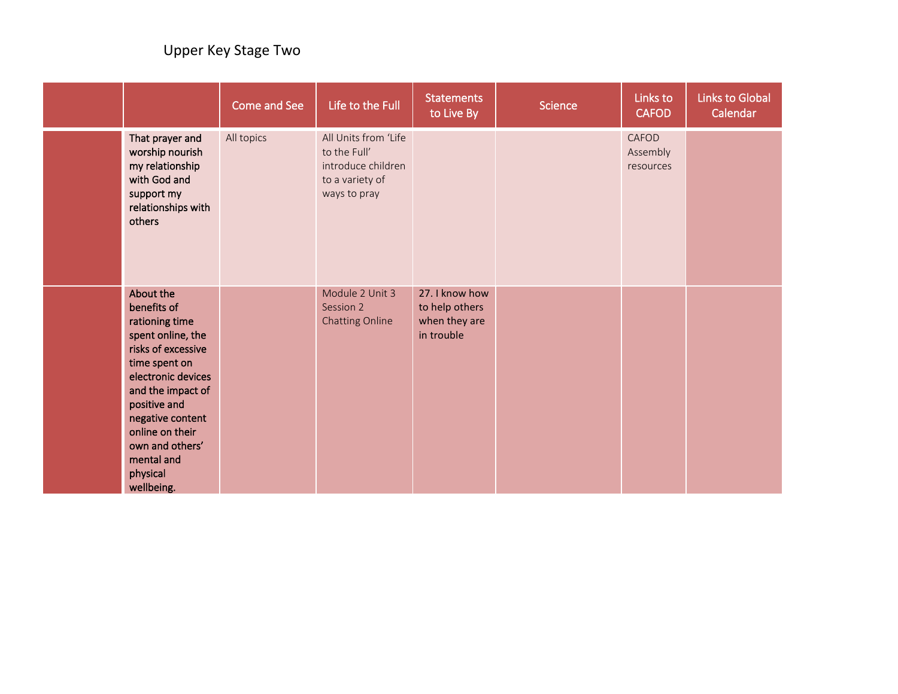Upper Key Stage Two

| | | Come and See | Life to the Full | Statements to Live By | Science | Links to CAFOD | Links to Global Calendar |
|---|---|---|---|---|---|---|---|
| | **That prayer and worship nourish my relationship with God and support my relationships with others** | All topics | All Units from 'Life to the Full' introduce children to a variety of ways to pray | | | CAFOD Assembly resources | |
| | **About the benefits of rationing time spent online, the risks of excessive time spent on electronic devices and the impact of positive and negative content online on their own and others' mental and physical wellbeing.** | | Module 2 Unit 3 Session 2 Chatting Online | 27. I know how to help others when they are in trouble | | | |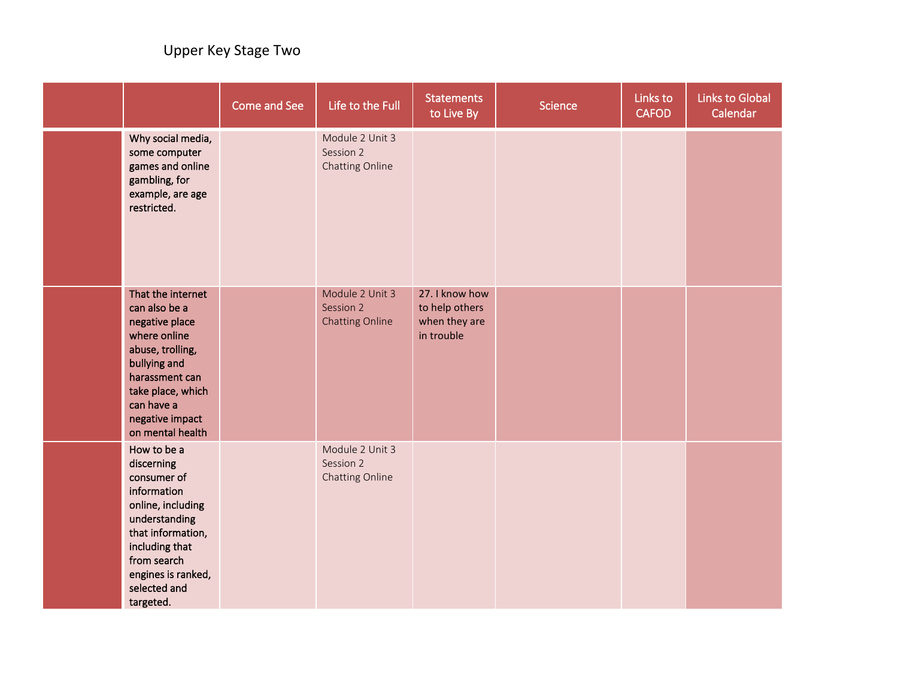Upper Key Stage Two

| | | Come and See | Life to the Full | Statements to Live By | Science | Links to CAFOD | Links to Global Calendar |
|---|---|---|---|---|---|---|---|
| | Why social media, some computer games and online gambling, for example, are age restricted. | | Module 2 Unit 3 Session 2 Chatting Online | | | | |
| | That the internet can also be a negative place where online abuse, trolling, bullying and harassment can take place, which can have a negative impact on mental health | | Module 2 Unit 3 Session 2 Chatting Online | 27. I know how to help others when they are in trouble | | | |
| | How to be a discerning consumer of information online, including understanding that information, including that from search engines is ranked, selected and targeted. | | Module 2 Unit 3 Session 2 Chatting Online | | | | |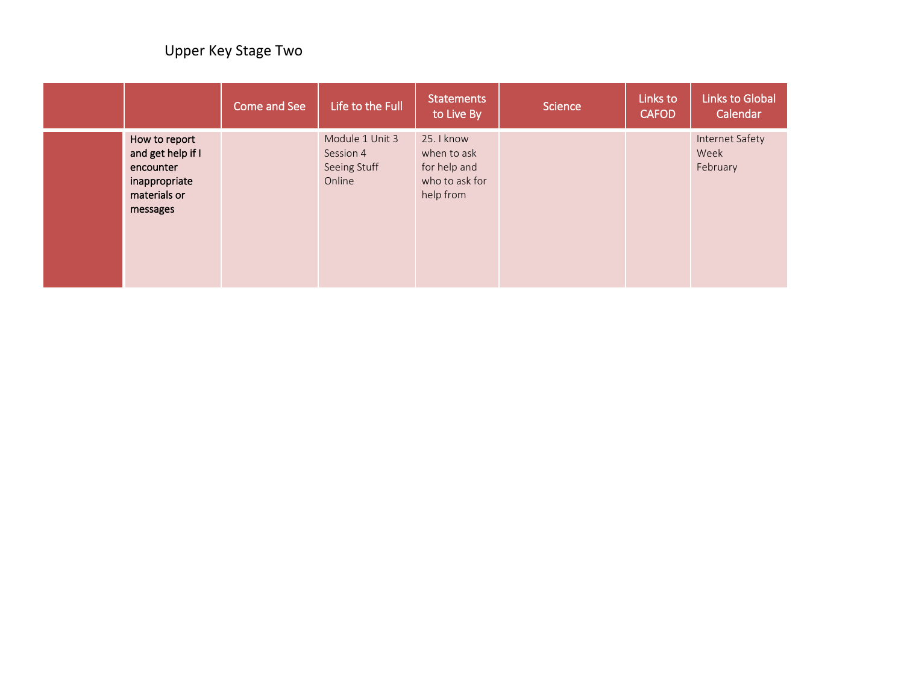Upper Key Stage Two

|  |  | Come and See | Life to the Full | Statements to Live By | Science | Links to CAFOD | Links to Global Calendar |
|---|---|---|---|---|---|---|---|
|  | **How to report and get help if I encounter inappropriate materials or messages** |  | Module 1 Unit 3 Session 4 Seeing Stuff Online | 25. I know when to ask for help and who to ask for help from |  |  | Internet Safety Week February |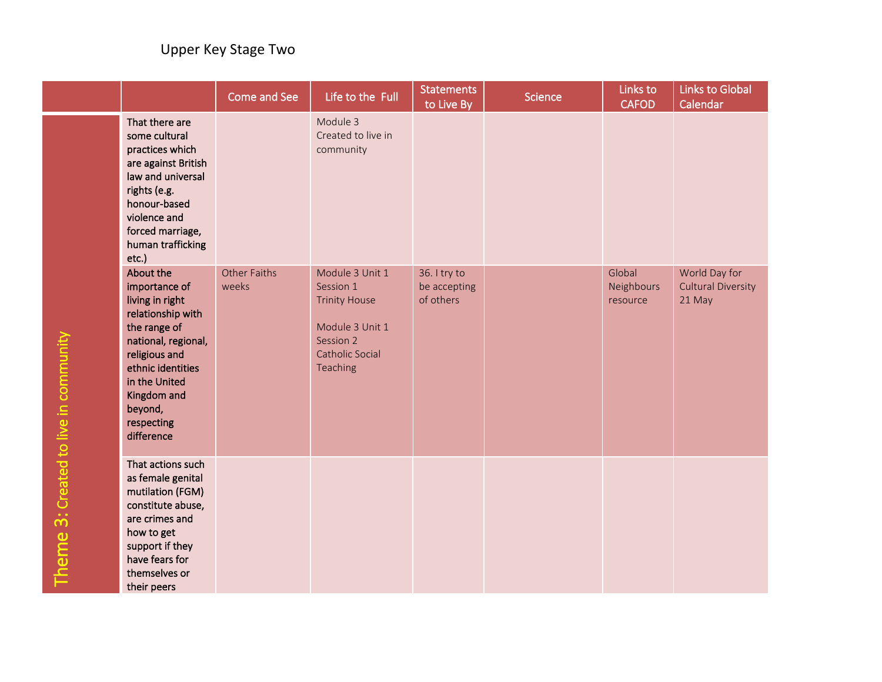Upper Key Stage Two

| | | Come and See | Life to the Full | Statements to Live By | Science | Links to CAFOD | Links to Global Calendar |
|---|---|---|---|---|---|---|---|
| Theme 3: Created to live in community | That there are some cultural practices which are against British law and universal rights (e.g. honour-based violence and forced marriage, human trafficking etc.) | | Module 3 Created to live in community | | | | |
| | About the importance of living in right relationship with the range of national, regional, religious and ethnic identities in the United Kingdom and beyond, respecting difference | Other Faiths weeks | Module 3 Unit 1 Session 1 Trinity House<br><br>Module 3 Unit 1 Session 2 Catholic Social Teaching | 36. I try to be accepting of others | | Global Neighbours resource | World Day for Cultural Diversity 21 May |
| | That actions such as female genital mutilation (FGM) constitute abuse, are crimes and how to get support if they have fears for themselves or their peers | | | | | | |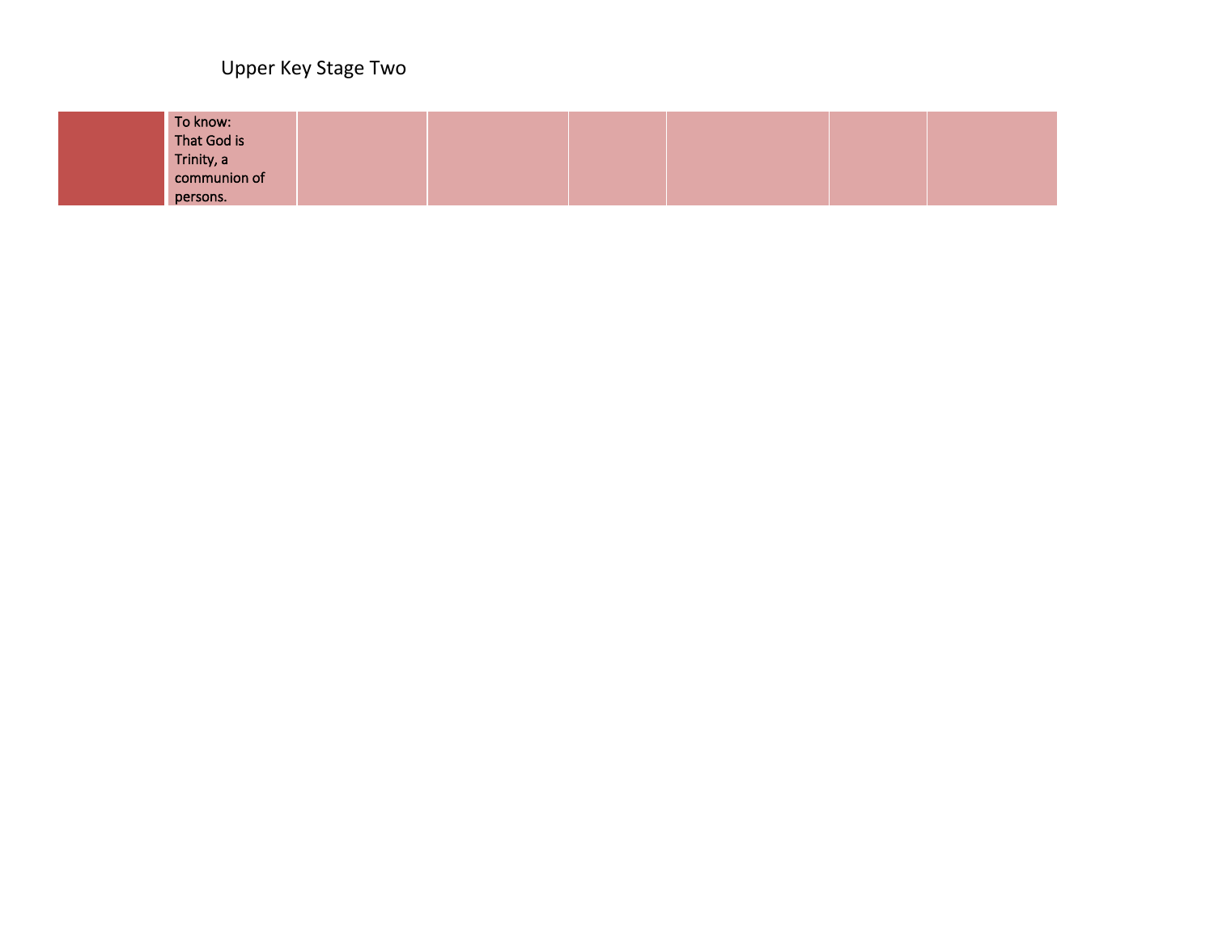Upper Key Stage Two

| | | | | | | | |
|---|---|---|---|---|---|---|---|
| | To know: That God is Trinity, a communion of persons. | | | | | | |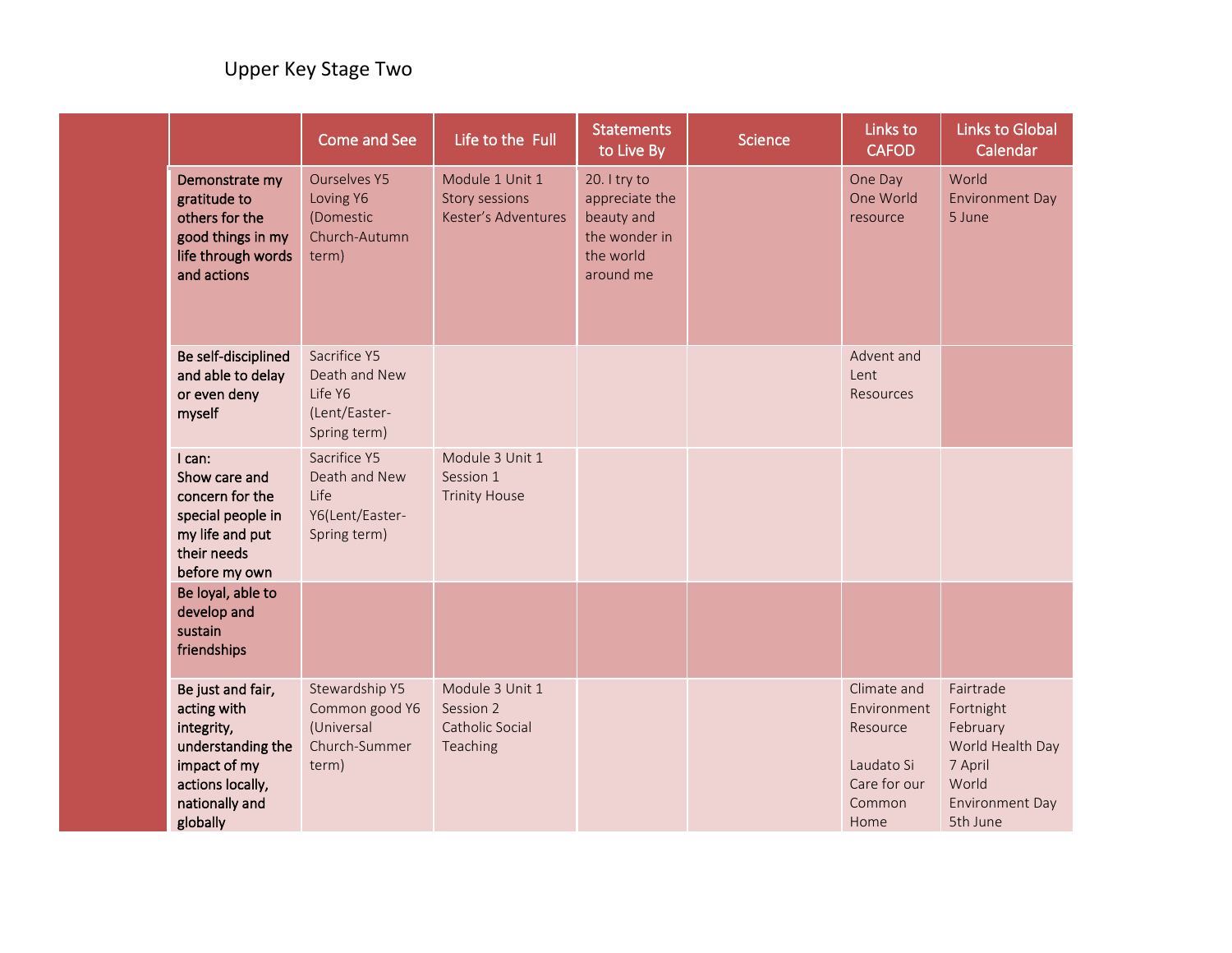Upper Key Stage Two

| | Come and See | Life to the Full | Statements to Live By | Science | Links to CAFOD | Links to Global Calendar |
|---|---|---|---|---|---|---|
| Demonstrate my gratitude to others for the good things in my life through words and actions | Ourselves Y5 Loving Y6 (Domestic Church-Autumn term) | Module 1 Unit 1 Story sessions Kester's Adventures | 20. I try to appreciate the beauty and the wonder in the world around me | | One Day One World resource | World Environment Day 5 June |
| Be self-disciplined and able to delay or even deny myself | Sacrifice Y5 Death and New Life Y6 (Lent/Easter-Spring term) | | | | Advent and Lent Resources | |
| I can: Show care and concern for the special people in my life and put their needs before my own | Sacrifice Y5 Death and New Life Y6(Lent/Easter-Spring term) | Module 3 Unit 1 Session 1 Trinity House | | | | |
| Be loyal, able to develop and sustain friendships | | | | | | |
| Be just and fair, acting with integrity, understanding the impact of my actions locally, nationally and globally | Stewardship Y5 Common good Y6 (Universal Church-Summer term) | Module 3 Unit 1 Session 2 Catholic Social Teaching | | | Climate and Environment Resource<br><br>Laudato Si Care for our Common Home | Fairtrade Fortnight February<br>World Health Day 7 April<br>World Environment Day 5th June |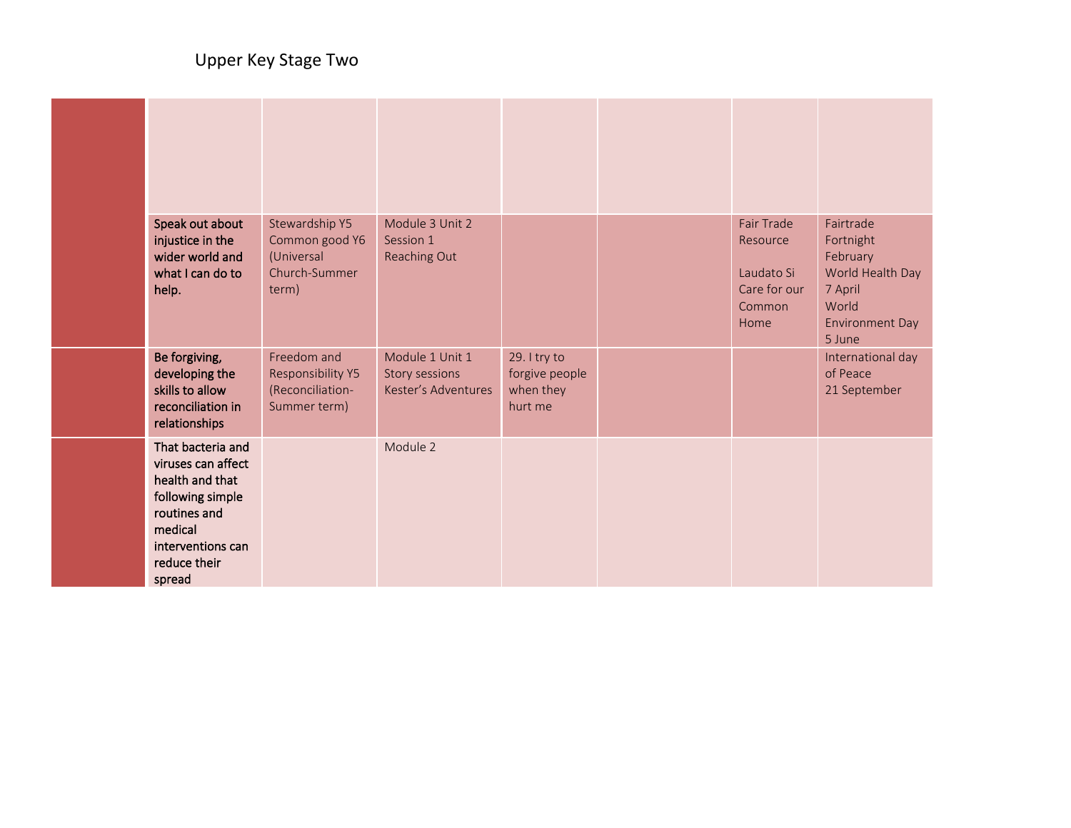Upper Key Stage Two

| | | | | | | | |
|---|---|---|---|---|---|---|---|
| | | | | | | | |
| | **Speak out about injustice in the wider world and what I can do to help.** | Stewardship Y5 Common good Y6 (Universal Church-Summer term) | Module 3 Unit 2 Session 1 Reaching Out | | | Fair Trade Resource<br><br>Laudato Si Care for our Common Home | Fairtrade Fortnight February<br>World Health Day 7 April<br>World Environment Day 5 June |
| | **Be forgiving, developing the skills to allow reconciliation in relationships** | Freedom and Responsibility Y5 (Reconciliation-Summer term) | Module 1 Unit 1 Story sessions Kester's Adventures | 29. I try to forgive people when they hurt me | | | International day of Peace 21 September |
| | **That bacteria and viruses can affect health and that following simple routines and medical interventions can reduce their spread** | | Module 2 | | | | |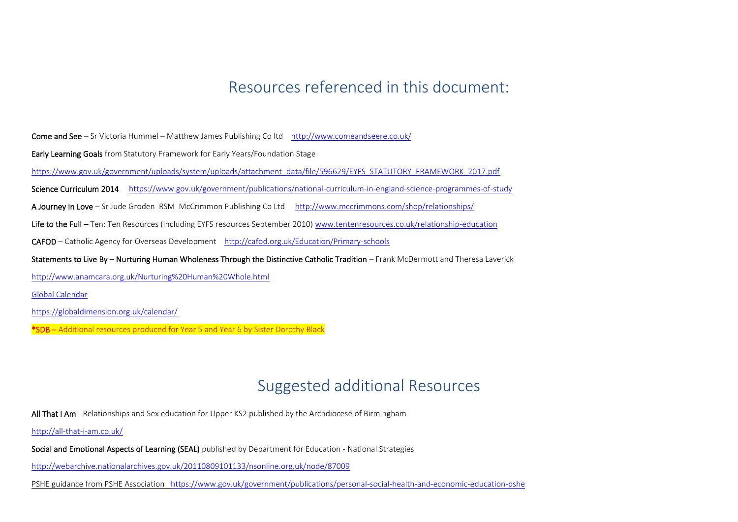# Resources referenced in this document:

**Come and See** – Sr Victoria Hummel – Matthew James Publishing Co ltd http://www.comeandseere.co.uk/

**Early Learning Goals** from Statutory Framework for Early Years/Foundation Stage

https://www.gov.uk/government/uploads/system/uploads/attachment_data/file/596629/EYFS_STATUTORY_FRAMEWORK_2017.pdf

**Science Curriculum 2014** https://www.gov.uk/government/publications/national-curriculum-in-england-science-programmes-of-study

**A Journey in Love** – Sr Jude Groden RSM McCrimmon Publishing Co Ltd http://www.mccrimmons.com/shop/relationships/

**Life to the Full** – Ten: Ten Resources (including EYFS resources September 2010) www.tentenresources.co.uk/relationship-education

**CAFOD** – Catholic Agency for Overseas Development http://cafod.org.uk/Education/Primary-schools

**Statements to Live By – Nurturing Human Wholeness Through the Distinctive Catholic Tradition** – Frank McDermott and Theresa Laverick

http://www.anamcara.org.uk/Nurturing%20Human%20Whole.html

Global Calendar

https://globaldimension.org.uk/calendar/

**\*SDB** – Additional resources produced for Year 5 and Year 6 by Sister Dorothy Black

# Suggested additional Resources

**All That I Am** - Relationships and Sex education for Upper KS2 published by the Archdiocese of Birmingham

http://all-that-i-am.co.uk/

**Social and Emotional Aspects of Learning (SEAL)** published by Department for Education - National Strategies

http://webarchive.nationalarchives.gov.uk/20110809101133/nsonline.org.uk/node/87009

PSHE guidance from PSHE Association https://www.gov.uk/government/publications/personal-social-health-and-economic-education-pshe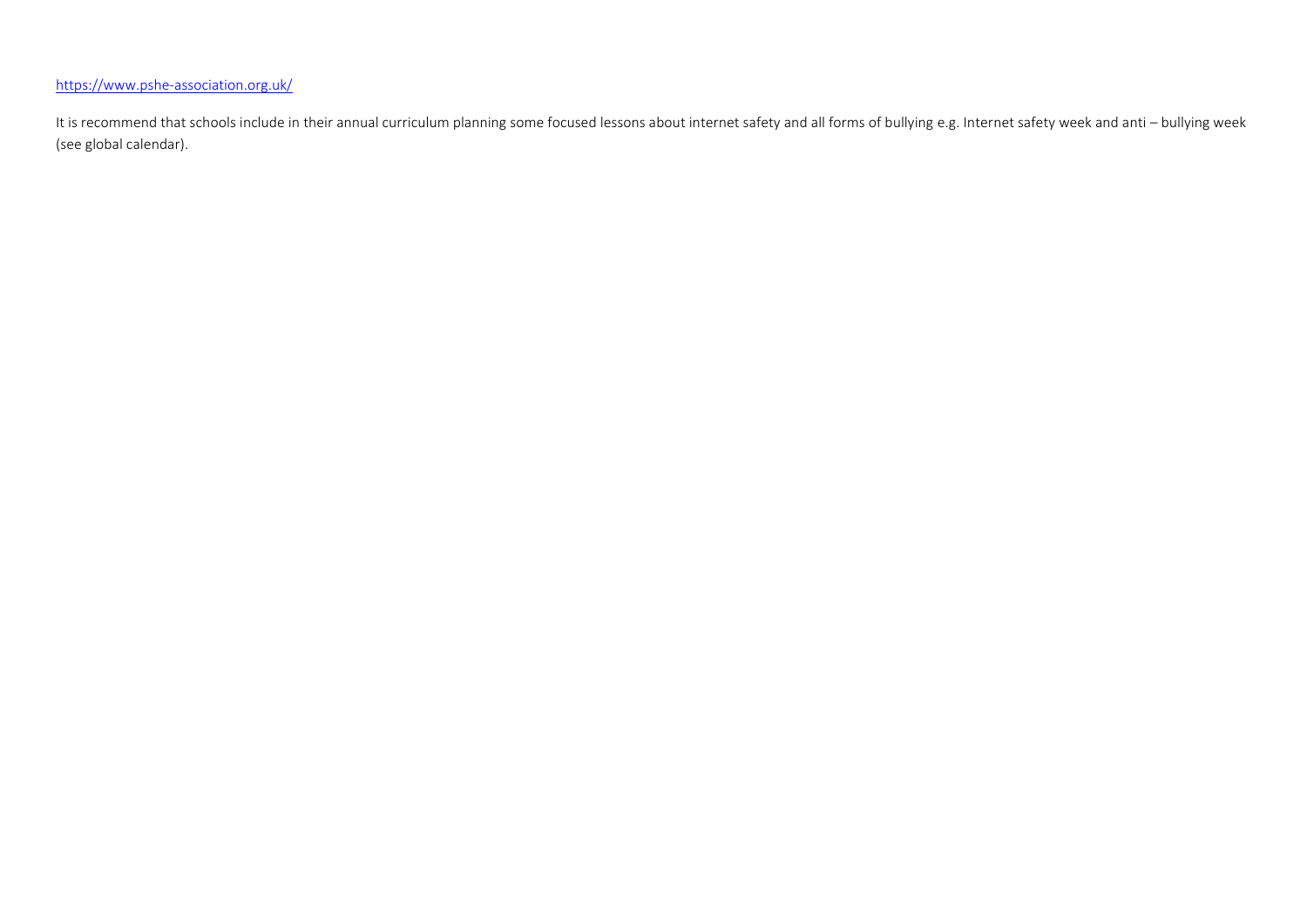[https://www.pshe-association.org.uk/](https://www.pshe-association.org.uk/)

It is recommend that schools include in their annual curriculum planning some focused lessons about internet safety and all forms of bullying e.g. Internet safety week and anti – bullying week (see global calendar).